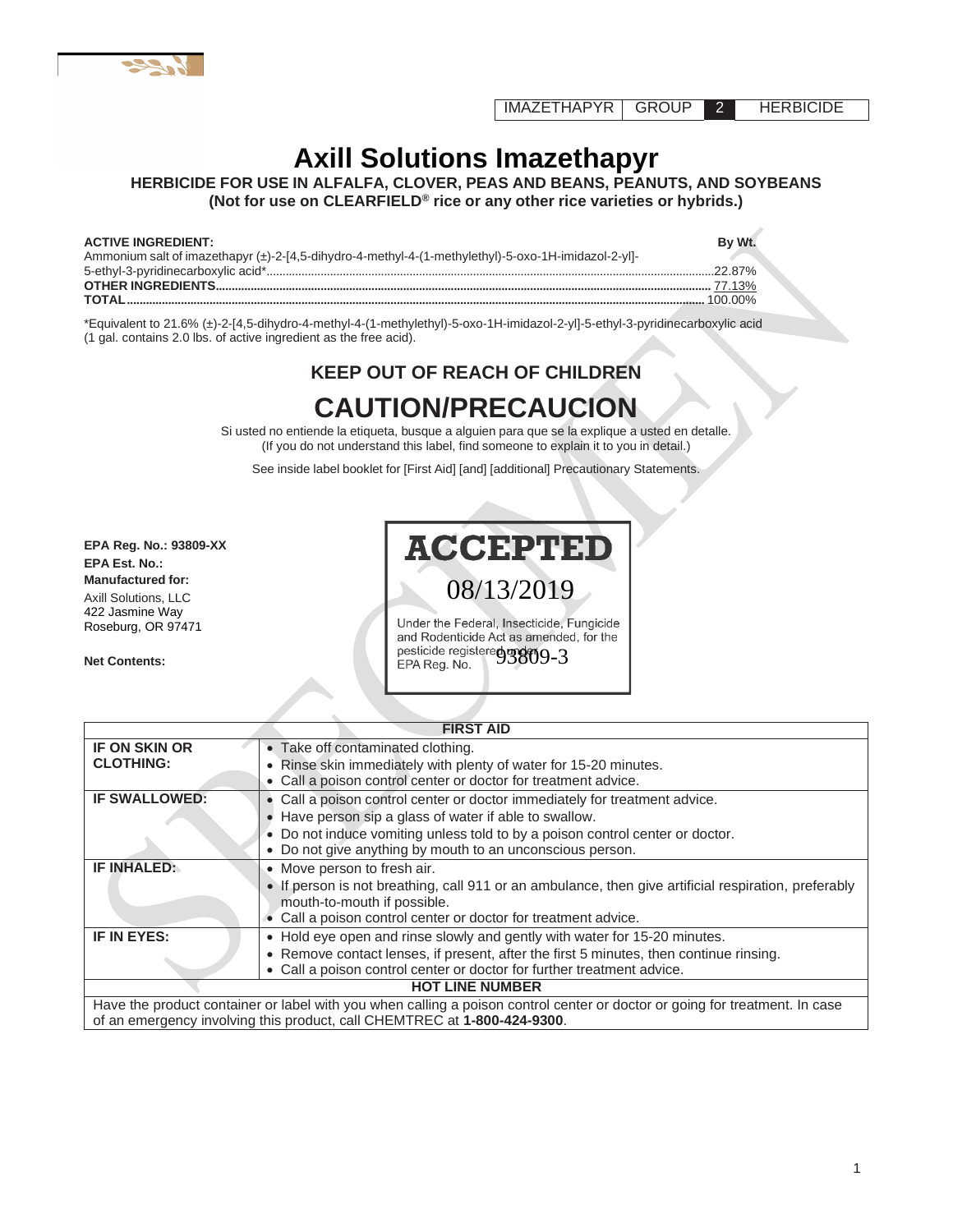IMAZETHAPYR | GROUP | 2 | HERBICIDE

# Axill Solutions Imazethapyr

**HERBICIDE FOR USE IN ALFALFA, CLOVER, PEAS AND BEANS, PEANUTS, AND SOYBEANS**
**(Not for use on CLEARFIELD® rice or any other rice varieties or hybrids.)**

| **ACTIVE INGREDIENT:** | **By Wt.** |
|---|---|
| Ammonium salt of imazethapyr (±)-2-[4,5-dihydro-4-methyl-4-(1-methylethyl)-5-oxo-1H-imidazol-2-yl]-5-ethyl-3-pyridinecarboxylic acid* | 22.87% |
| **OTHER INGREDIENTS** | 77.13% |
| **TOTAL** | 100.00% |

*Equivalent to 21.6% (±)-2-[4,5-dihydro-4-methyl-4-(1-methylethyl)-5-oxo-1H-imidazol-2-yl]-5-ethyl-3-pyridinecarboxylic acid (1 gal. contains 2.0 lbs. of active ingredient as the free acid).

## KEEP OUT OF REACH OF CHILDREN

# CAUTION/PRECAUCION

Si usted no entiende la etiqueta, busque a alguien para que se la explique a usted en detalle.
(If you do not understand this label, find someone to explain it to you in detail.)

See inside label booklet for [First Aid] [and] [additional] Precautionary Statements.

**EPA Reg. No.: 93809-XX**
**EPA Est. No.:**
**Manufactured for:**
Axill Solutions, LLC
422 Jasmine Way
Roseburg, OR 97471

**Net Contents:**

ACCEPTED
08/13/2019
Under the Federal, Insecticide, Fungicide and Rodenticide Act as amended, for the pesticide registered under EPA Reg. No. 93809-3

| **FIRST AID** | |
|---|---|
| **IF ON SKIN OR CLOTHING:** | • Take off contaminated clothing.<br>• Rinse skin immediately with plenty of water for 15-20 minutes.<br>• Call a poison control center or doctor for treatment advice. |
| **IF SWALLOWED:** | • Call a poison control center or doctor immediately for treatment advice.<br>• Have person sip a glass of water if able to swallow.<br>• Do not induce vomiting unless told to by a poison control center or doctor.<br>• Do not give anything by mouth to an unconscious person. |
| **IF INHALED:** | • Move person to fresh air.<br>• If person is not breathing, call 911 or an ambulance, then give artificial respiration, preferably mouth-to-mouth if possible.<br>• Call a poison control center or doctor for treatment advice. |
| **IF IN EYES:** | • Hold eye open and rinse slowly and gently with water for 15-20 minutes.<br>• Remove contact lenses, if present, after the first 5 minutes, then continue rinsing.<br>• Call a poison control center or doctor for further treatment advice. |
| **HOT LINE NUMBER** | |
| Have the product container or label with you when calling a poison control center or doctor or going for treatment. In case of an emergency involving this product, call CHEMTREC at **1-800-424-9300**. | |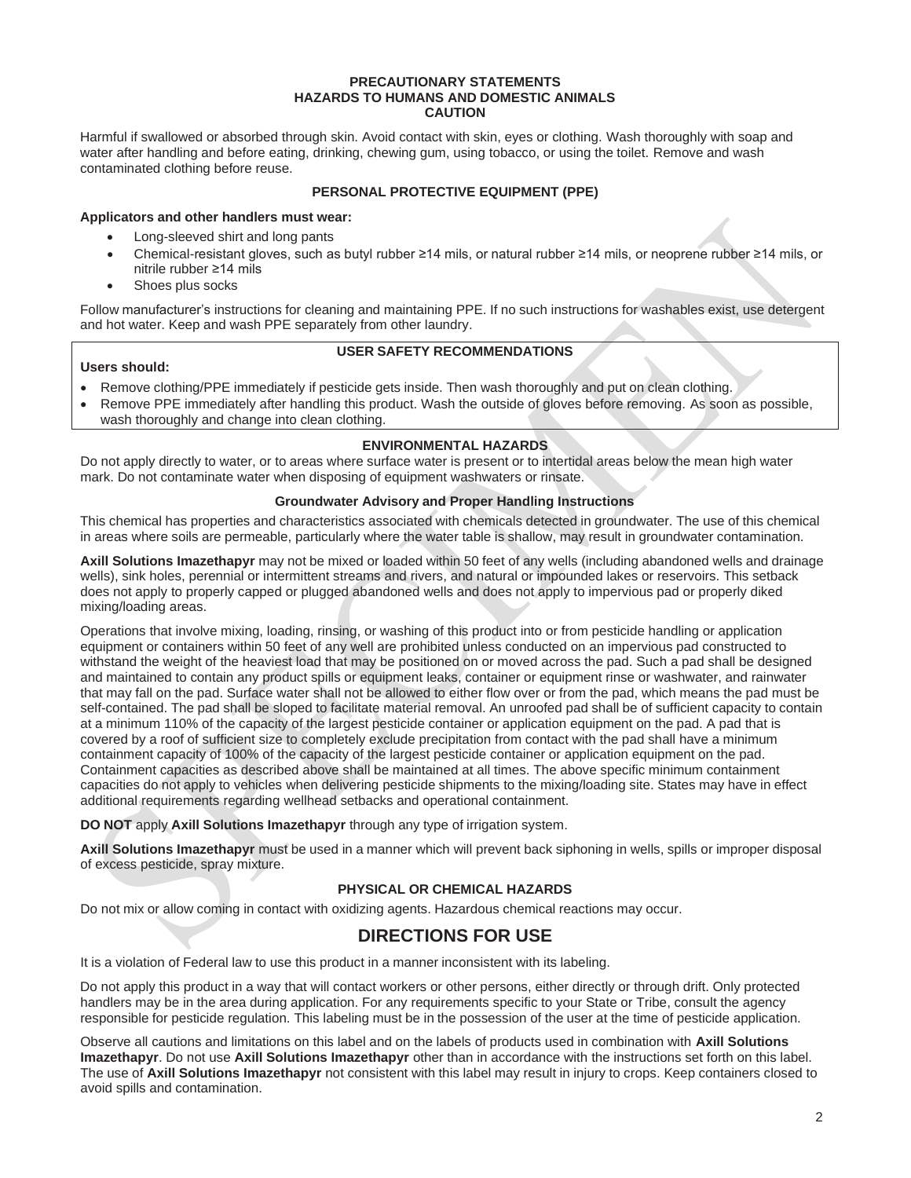**PRECAUTIONARY STATEMENTS**
**HAZARDS TO HUMANS AND DOMESTIC ANIMALS**
**CAUTION**

Harmful if swallowed or absorbed through skin. Avoid contact with skin, eyes or clothing. Wash thoroughly with soap and water after handling and before eating, drinking, chewing gum, using tobacco, or using the toilet. Remove and wash contaminated clothing before reuse.

**PERSONAL PROTECTIVE EQUIPMENT (PPE)**

**Applicators and other handlers must wear:**

- Long-sleeved shirt and long pants
- Chemical-resistant gloves, such as butyl rubber ≥14 mils, or natural rubber ≥14 mils, or neoprene rubber ≥14 mils, or nitrile rubber ≥14 mils
- Shoes plus socks

Follow manufacturer's instructions for cleaning and maintaining PPE. If no such instructions for washables exist, use detergent and hot water. Keep and wash PPE separately from other laundry.

**USER SAFETY RECOMMENDATIONS**

**Users should:**

- Remove clothing/PPE immediately if pesticide gets inside. Then wash thoroughly and put on clean clothing.
- Remove PPE immediately after handling this product. Wash the outside of gloves before removing. As soon as possible, wash thoroughly and change into clean clothing.

**ENVIRONMENTAL HAZARDS**

Do not apply directly to water, or to areas where surface water is present or to intertidal areas below the mean high water mark. Do not contaminate water when disposing of equipment washwaters or rinsate.

**Groundwater Advisory and Proper Handling Instructions**

This chemical has properties and characteristics associated with chemicals detected in groundwater. The use of this chemical in areas where soils are permeable, particularly where the water table is shallow, may result in groundwater contamination.

**Axill Solutions Imazethapyr** may not be mixed or loaded within 50 feet of any wells (including abandoned wells and drainage wells), sink holes, perennial or intermittent streams and rivers, and natural or impounded lakes or reservoirs. This setback does not apply to properly capped or plugged abandoned wells and does not apply to impervious pad or properly diked mixing/loading areas.

Operations that involve mixing, loading, rinsing, or washing of this product into or from pesticide handling or application equipment or containers within 50 feet of any well are prohibited unless conducted on an impervious pad constructed to withstand the weight of the heaviest load that may be positioned on or moved across the pad. Such a pad shall be designed and maintained to contain any product spills or equipment leaks, container or equipment rinse or washwater, and rainwater that may fall on the pad. Surface water shall not be allowed to either flow over or from the pad, which means the pad must be self-contained. The pad shall be sloped to facilitate material removal. An unroofed pad shall be of sufficient capacity to contain at a minimum 110% of the capacity of the largest pesticide container or application equipment on the pad. A pad that is covered by a roof of sufficient size to completely exclude precipitation from contact with the pad shall have a minimum containment capacity of 100% of the capacity of the largest pesticide container or application equipment on the pad. Containment capacities as described above shall be maintained at all times. The above specific minimum containment capacities do not apply to vehicles when delivering pesticide shipments to the mixing/loading site. States may have in effect additional requirements regarding wellhead setbacks and operational containment.

**DO NOT** apply **Axill Solutions Imazethapyr** through any type of irrigation system.

**Axill Solutions Imazethapyr** must be used in a manner which will prevent back siphoning in wells, spills or improper disposal of excess pesticide, spray mixture.

**PHYSICAL OR CHEMICAL HAZARDS**

Do not mix or allow coming in contact with oxidizing agents. Hazardous chemical reactions may occur.

## DIRECTIONS FOR USE

It is a violation of Federal law to use this product in a manner inconsistent with its labeling.

Do not apply this product in a way that will contact workers or other persons, either directly or through drift. Only protected handlers may be in the area during application. For any requirements specific to your State or Tribe, consult the agency responsible for pesticide regulation. This labeling must be in the possession of the user at the time of pesticide application.

Observe all cautions and limitations on this label and on the labels of products used in combination with **Axill Solutions Imazethapyr**. Do not use **Axill Solutions Imazethapyr** other than in accordance with the instructions set forth on this label. The use of **Axill Solutions Imazethapyr** not consistent with this label may result in injury to crops. Keep containers closed to avoid spills and contamination.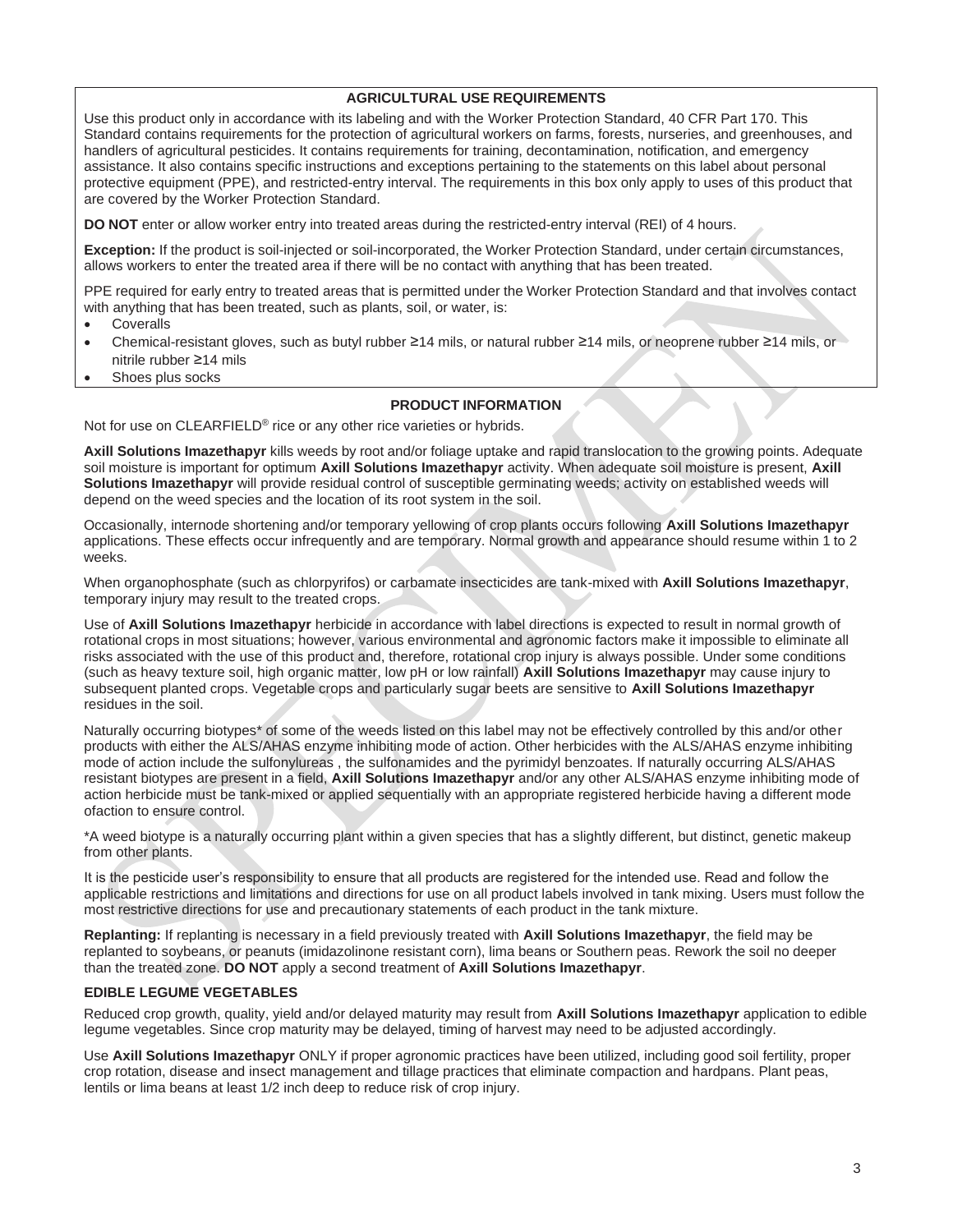## AGRICULTURAL USE REQUIREMENTS

Use this product only in accordance with its labeling and with the Worker Protection Standard, 40 CFR Part 170. This Standard contains requirements for the protection of agricultural workers on farms, forests, nurseries, and greenhouses, and handlers of agricultural pesticides. It contains requirements for training, decontamination, notification, and emergency assistance. It also contains specific instructions and exceptions pertaining to the statements on this label about personal protective equipment (PPE), and restricted-entry interval. The requirements in this box only apply to uses of this product that are covered by the Worker Protection Standard.

**DO NOT** enter or allow worker entry into treated areas during the restricted-entry interval (REI) of 4 hours.

**Exception:** If the product is soil-injected or soil-incorporated, the Worker Protection Standard, under certain circumstances, allows workers to enter the treated area if there will be no contact with anything that has been treated.

PPE required for early entry to treated areas that is permitted under the Worker Protection Standard and that involves contact with anything that has been treated, such as plants, soil, or water, is:

- Coveralls
- Chemical-resistant gloves, such as butyl rubber ≥14 mils, or natural rubber ≥14 mils, or neoprene rubber ≥14 mils, or nitrile rubber ≥14 mils
- Shoes plus socks

## PRODUCT INFORMATION

Not for use on CLEARFIELD® rice or any other rice varieties or hybrids.

**Axill Solutions Imazethapyr** kills weeds by root and/or foliage uptake and rapid translocation to the growing points. Adequate soil moisture is important for optimum **Axill Solutions Imazethapyr** activity. When adequate soil moisture is present, **Axill Solutions Imazethapyr** will provide residual control of susceptible germinating weeds; activity on established weeds will depend on the weed species and the location of its root system in the soil.

Occasionally, internode shortening and/or temporary yellowing of crop plants occurs following **Axill Solutions Imazethapyr** applications. These effects occur infrequently and are temporary. Normal growth and appearance should resume within 1 to 2 weeks.

When organophosphate (such as chlorpyrifos) or carbamate insecticides are tank-mixed with **Axill Solutions Imazethapyr**, temporary injury may result to the treated crops.

Use of **Axill Solutions Imazethapyr** herbicide in accordance with label directions is expected to result in normal growth of rotational crops in most situations; however, various environmental and agronomic factors make it impossible to eliminate all risks associated with the use of this product and, therefore, rotational crop injury is always possible. Under some conditions (such as heavy texture soil, high organic matter, low pH or low rainfall) **Axill Solutions Imazethapyr** may cause injury to subsequent planted crops. Vegetable crops and particularly sugar beets are sensitive to **Axill Solutions Imazethapyr** residues in the soil.

Naturally occurring biotypes* of some of the weeds listed on this label may not be effectively controlled by this and/or other products with either the ALS/AHAS enzyme inhibiting mode of action. Other herbicides with the ALS/AHAS enzyme inhibiting mode of action include the sulfonylureas , the sulfonamides and the pyrimidyl benzoates. If naturally occurring ALS/AHAS resistant biotypes are present in a field, **Axill Solutions Imazethapyr** and/or any other ALS/AHAS enzyme inhibiting mode of action herbicide must be tank-mixed or applied sequentially with an appropriate registered herbicide having a different mode ofaction to ensure control.

*A weed biotype is a naturally occurring plant within a given species that has a slightly different, but distinct, genetic makeup from other plants.

It is the pesticide user's responsibility to ensure that all products are registered for the intended use. Read and follow the applicable restrictions and limitations and directions for use on all product labels involved in tank mixing. Users must follow the most restrictive directions for use and precautionary statements of each product in the tank mixture.

**Replanting:** If replanting is necessary in a field previously treated with **Axill Solutions Imazethapyr**, the field may be replanted to soybeans, or peanuts (imidazolinone resistant corn), lima beans or Southern peas. Rework the soil no deeper than the treated zone. **DO NOT** apply a second treatment of **Axill Solutions Imazethapyr**.

### EDIBLE LEGUME VEGETABLES

Reduced crop growth, quality, yield and/or delayed maturity may result from **Axill Solutions Imazethapyr** application to edible legume vegetables. Since crop maturity may be delayed, timing of harvest may need to be adjusted accordingly.

Use **Axill Solutions Imazethapyr** ONLY if proper agronomic practices have been utilized, including good soil fertility, proper crop rotation, disease and insect management and tillage practices that eliminate compaction and hardpans. Plant peas, lentils or lima beans at least 1/2 inch deep to reduce risk of crop injury.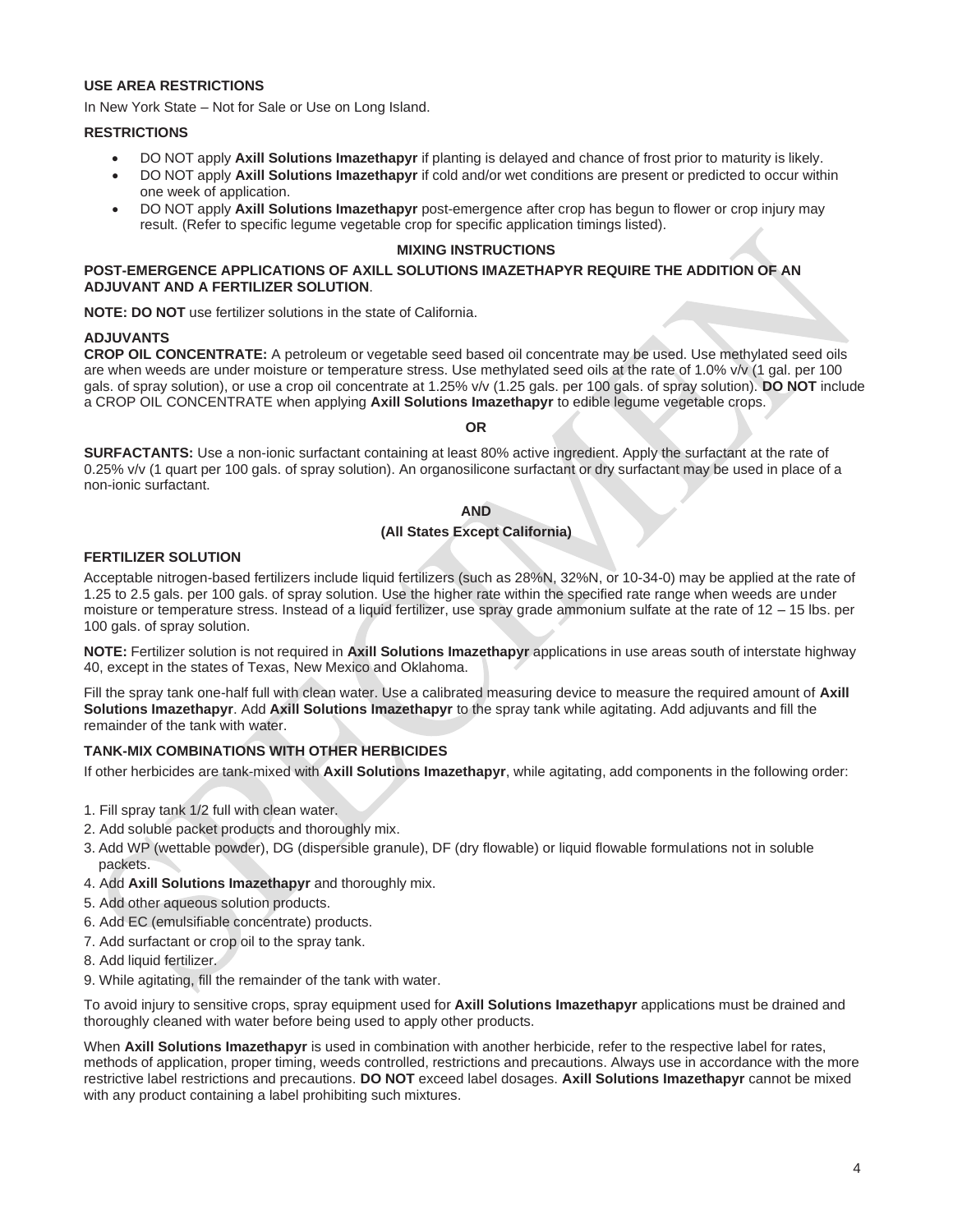### USE AREA RESTRICTIONS

In New York State – Not for Sale or Use on Long Island.

### RESTRICTIONS

- DO NOT apply **Axill Solutions Imazethapyr** if planting is delayed and chance of frost prior to maturity is likely.
- DO NOT apply **Axill Solutions Imazethapyr** if cold and/or wet conditions are present or predicted to occur within one week of application.
- DO NOT apply **Axill Solutions Imazethapyr** post-emergence after crop has begun to flower or crop injury may result. (Refer to specific legume vegetable crop for specific application timings listed).

## MIXING INSTRUCTIONS

**POST-EMERGENCE APPLICATIONS OF AXILL SOLUTIONS IMAZETHAPYR REQUIRE THE ADDITION OF AN ADJUVANT AND A FERTILIZER SOLUTION**.

**NOTE: DO NOT** use fertilizer solutions in the state of California.

### ADJUVANTS

**CROP OIL CONCENTRATE:** A petroleum or vegetable seed based oil concentrate may be used. Use methylated seed oils are when weeds are under moisture or temperature stress. Use methylated seed oils at the rate of 1.0% v/v (1 gal. per 100 gals. of spray solution), or use a crop oil concentrate at 1.25% v/v (1.25 gals. per 100 gals. of spray solution). **DO NOT** include a CROP OIL CONCENTRATE when applying **Axill Solutions Imazethapyr** to edible legume vegetable crops.

**OR**

**SURFACTANTS:** Use a non-ionic surfactant containing at least 80% active ingredient. Apply the surfactant at the rate of 0.25% v/v (1 quart per 100 gals. of spray solution). An organosilicone surfactant or dry surfactant may be used in place of a non-ionic surfactant.

**AND**

**(All States Except California)**

### FERTILIZER SOLUTION

Acceptable nitrogen-based fertilizers include liquid fertilizers (such as 28%N, 32%N, or 10-34-0) may be applied at the rate of 1.25 to 2.5 gals. per 100 gals. of spray solution. Use the higher rate within the specified rate range when weeds are under moisture or temperature stress. Instead of a liquid fertilizer, use spray grade ammonium sulfate at the rate of 12 – 15 lbs. per 100 gals. of spray solution.

**NOTE:** Fertilizer solution is not required in **Axill Solutions Imazethapyr** applications in use areas south of interstate highway 40, except in the states of Texas, New Mexico and Oklahoma.

Fill the spray tank one-half full with clean water. Use a calibrated measuring device to measure the required amount of **Axill Solutions Imazethapyr**. Add **Axill Solutions Imazethapyr** to the spray tank while agitating. Add adjuvants and fill the remainder of the tank with water.

### TANK-MIX COMBINATIONS WITH OTHER HERBICIDES

If other herbicides are tank-mixed with **Axill Solutions Imazethapyr**, while agitating, add components in the following order:

1. Fill spray tank 1/2 full with clean water.
2. Add soluble packet products and thoroughly mix.
3. Add WP (wettable powder), DG (dispersible granule), DF (dry flowable) or liquid flowable formulations not in soluble packets.
4. Add **Axill Solutions Imazethapyr** and thoroughly mix.
5. Add other aqueous solution products.
6. Add EC (emulsifiable concentrate) products.
7. Add surfactant or crop oil to the spray tank.
8. Add liquid fertilizer.
9. While agitating, fill the remainder of the tank with water.

To avoid injury to sensitive crops, spray equipment used for **Axill Solutions Imazethapyr** applications must be drained and thoroughly cleaned with water before being used to apply other products.

When **Axill Solutions Imazethapyr** is used in combination with another herbicide, refer to the respective label for rates, methods of application, proper timing, weeds controlled, restrictions and precautions. Always use in accordance with the more restrictive label restrictions and precautions. **DO NOT** exceed label dosages. **Axill Solutions Imazethapyr** cannot be mixed with any product containing a label prohibiting such mixtures.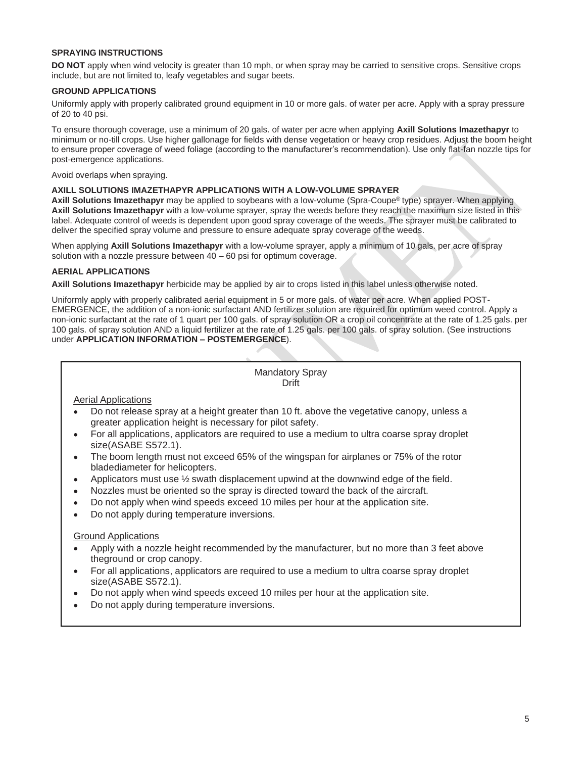### SPRAYING INSTRUCTIONS

**DO NOT** apply when wind velocity is greater than 10 mph, or when spray may be carried to sensitive crops. Sensitive crops include, but are not limited to, leafy vegetables and sugar beets.

### GROUND APPLICATIONS

Uniformly apply with properly calibrated ground equipment in 10 or more gals. of water per acre. Apply with a spray pressure of 20 to 40 psi.

To ensure thorough coverage, use a minimum of 20 gals. of water per acre when applying **Axill Solutions Imazethapyr** to minimum or no-till crops. Use higher gallonage for fields with dense vegetation or heavy crop residues. Adjust the boom height to ensure proper coverage of weed foliage (according to the manufacturer's recommendation). Use only flat-fan nozzle tips for post-emergence applications.

Avoid overlaps when spraying.

### AXILL SOLUTIONS IMAZETHAPYR APPLICATIONS WITH A LOW-VOLUME SPRAYER

**Axill Solutions Imazethapyr** may be applied to soybeans with a low-volume (Spra-Coupe® type) sprayer. When applying **Axill Solutions Imazethapyr** with a low-volume sprayer, spray the weeds before they reach the maximum size listed in this label. Adequate control of weeds is dependent upon good spray coverage of the weeds. The sprayer must be calibrated to deliver the specified spray volume and pressure to ensure adequate spray coverage of the weeds.

When applying **Axill Solutions Imazethapyr** with a low-volume sprayer, apply a minimum of 10 gals. per acre of spray solution with a nozzle pressure between 40 – 60 psi for optimum coverage.

### AERIAL APPLICATIONS

**Axill Solutions Imazethapyr** herbicide may be applied by air to crops listed in this label unless otherwise noted.

Uniformly apply with properly calibrated aerial equipment in 5 or more gals. of water per acre. When applied POST-EMERGENCE, the addition of a non-ionic surfactant AND fertilizer solution are required for optimum weed control. Apply a non-ionic surfactant at the rate of 1 quart per 100 gals. of spray solution OR a crop oil concentrate at the rate of 1.25 gals. per 100 gals. of spray solution AND a liquid fertilizer at the rate of 1.25 gals. per 100 gals. of spray solution. (See instructions under **APPLICATION INFORMATION – POSTEMERGENCE**).

Mandatory Spray Drift

Aerial Applications

- Do not release spray at a height greater than 10 ft. above the vegetative canopy, unless a greater application height is necessary for pilot safety.
- For all applications, applicators are required to use a medium to ultra coarse spray droplet size(ASABE S572.1).
- The boom length must not exceed 65% of the wingspan for airplanes or 75% of the rotor bladediameter for helicopters.
- Applicators must use ½ swath displacement upwind at the downwind edge of the field.
- Nozzles must be oriented so the spray is directed toward the back of the aircraft.
- Do not apply when wind speeds exceed 10 miles per hour at the application site.
- Do not apply during temperature inversions.

Ground Applications

- Apply with a nozzle height recommended by the manufacturer, but no more than 3 feet above theground or crop canopy.
- For all applications, applicators are required to use a medium to ultra coarse spray droplet size(ASABE S572.1).
- Do not apply when wind speeds exceed 10 miles per hour at the application site.
- Do not apply during temperature inversions.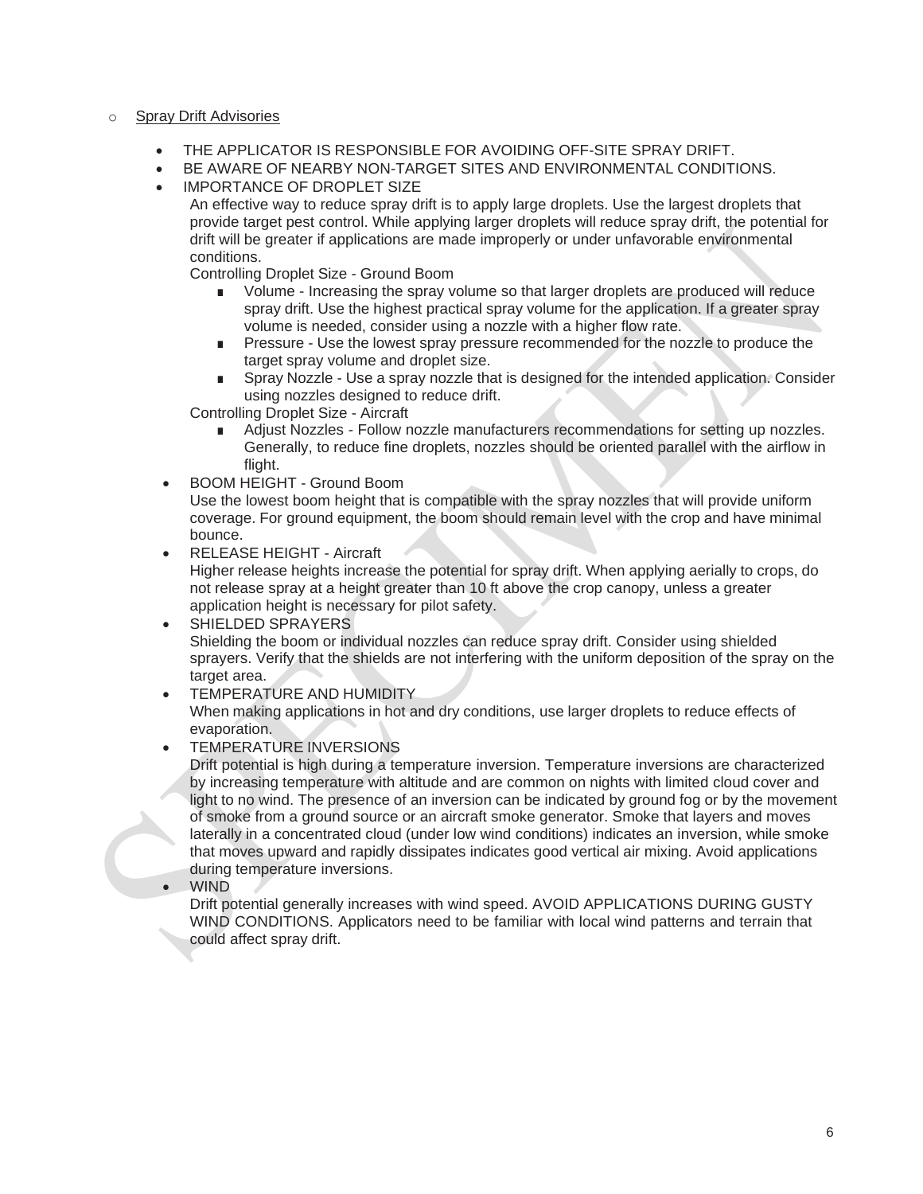- Spray Drift Advisories

  - THE APPLICATOR IS RESPONSIBLE FOR AVOIDING OFF-SITE SPRAY DRIFT.
  - BE AWARE OF NEARBY NON-TARGET SITES AND ENVIRONMENTAL CONDITIONS.
  - IMPORTANCE OF DROPLET SIZE

    An effective way to reduce spray drift is to apply large droplets. Use the largest droplets that provide target pest control. While applying larger droplets will reduce spray drift, the potential for drift will be greater if applications are made improperly or under unfavorable environmental conditions.

    Controlling Droplet Size - Ground Boom

    - Volume - Increasing the spray volume so that larger droplets are produced will reduce spray drift. Use the highest practical spray volume for the application. If a greater spray volume is needed, consider using a nozzle with a higher flow rate.
    - Pressure - Use the lowest spray pressure recommended for the nozzle to produce the target spray volume and droplet size.
    - Spray Nozzle - Use a spray nozzle that is designed for the intended application. Consider using nozzles designed to reduce drift.

    Controlling Droplet Size - Aircraft

    - Adjust Nozzles - Follow nozzle manufacturers recommendations for setting up nozzles. Generally, to reduce fine droplets, nozzles should be oriented parallel with the airflow in flight.
  - BOOM HEIGHT - Ground Boom

    Use the lowest boom height that is compatible with the spray nozzles that will provide uniform coverage. For ground equipment, the boom should remain level with the crop and have minimal bounce.
  - RELEASE HEIGHT - Aircraft

    Higher release heights increase the potential for spray drift. When applying aerially to crops, do not release spray at a height greater than 10 ft above the crop canopy, unless a greater application height is necessary for pilot safety.
  - SHIELDED SPRAYERS

    Shielding the boom or individual nozzles can reduce spray drift. Consider using shielded sprayers. Verify that the shields are not interfering with the uniform deposition of the spray on the target area.
  - TEMPERATURE AND HUMIDITY

    When making applications in hot and dry conditions, use larger droplets to reduce effects of evaporation.
  - TEMPERATURE INVERSIONS

    Drift potential is high during a temperature inversion. Temperature inversions are characterized by increasing temperature with altitude and are common on nights with limited cloud cover and light to no wind. The presence of an inversion can be indicated by ground fog or by the movement of smoke from a ground source or an aircraft smoke generator. Smoke that layers and moves laterally in a concentrated cloud (under low wind conditions) indicates an inversion, while smoke that moves upward and rapidly dissipates indicates good vertical air mixing. Avoid applications during temperature inversions.
  - WIND

    Drift potential generally increases with wind speed. AVOID APPLICATIONS DURING GUSTY WIND CONDITIONS. Applicators need to be familiar with local wind patterns and terrain that could affect spray drift.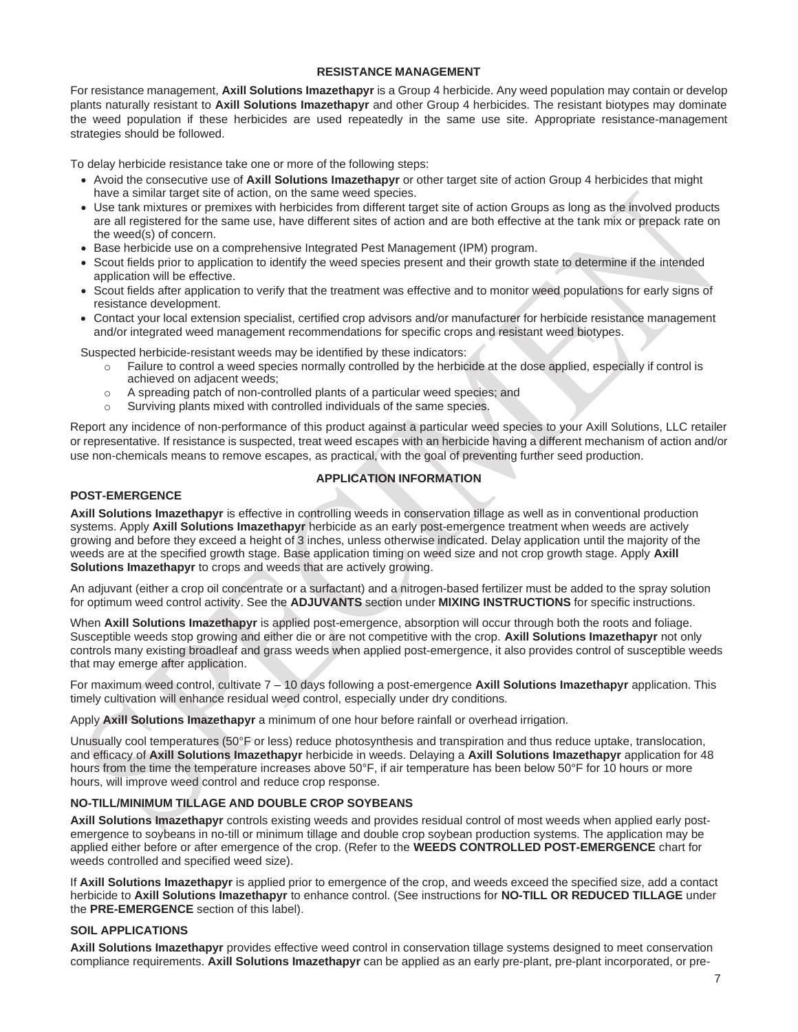## RESISTANCE MANAGEMENT

For resistance management, **Axill Solutions Imazethapyr** is a Group 4 herbicide. Any weed population may contain or develop plants naturally resistant to **Axill Solutions Imazethapyr** and other Group 4 herbicides. The resistant biotypes may dominate the weed population if these herbicides are used repeatedly in the same use site. Appropriate resistance-management strategies should be followed.

To delay herbicide resistance take one or more of the following steps:

- Avoid the consecutive use of **Axill Solutions Imazethapyr** or other target site of action Group 4 herbicides that might have a similar target site of action, on the same weed species.
- Use tank mixtures or premixes with herbicides from different target site of action Groups as long as the involved products are all registered for the same use, have different sites of action and are both effective at the tank mix or prepack rate on the weed(s) of concern.
- Base herbicide use on a comprehensive Integrated Pest Management (IPM) program.
- Scout fields prior to application to identify the weed species present and their growth state to determine if the intended application will be effective.
- Scout fields after application to verify that the treatment was effective and to monitor weed populations for early signs of resistance development.
- Contact your local extension specialist, certified crop advisors and/or manufacturer for herbicide resistance management and/or integrated weed management recommendations for specific crops and resistant weed biotypes.

Suspected herbicide-resistant weeds may be identified by these indicators:

- Failure to control a weed species normally controlled by the herbicide at the dose applied, especially if control is achieved on adjacent weeds;
- A spreading patch of non-controlled plants of a particular weed species; and
- Surviving plants mixed with controlled individuals of the same species.

Report any incidence of non-performance of this product against a particular weed species to your Axill Solutions, LLC retailer or representative. If resistance is suspected, treat weed escapes with an herbicide having a different mechanism of action and/or use non-chemicals means to remove escapes, as practical, with the goal of preventing further seed production.

## APPLICATION INFORMATION

### POST-EMERGENCE

**Axill Solutions Imazethapyr** is effective in controlling weeds in conservation tillage as well as in conventional production systems. Apply **Axill Solutions Imazethapyr** herbicide as an early post-emergence treatment when weeds are actively growing and before they exceed a height of 3 inches, unless otherwise indicated. Delay application until the majority of the weeds are at the specified growth stage. Base application timing on weed size and not crop growth stage. Apply **Axill Solutions Imazethapyr** to crops and weeds that are actively growing.

An adjuvant (either a crop oil concentrate or a surfactant) and a nitrogen-based fertilizer must be added to the spray solution for optimum weed control activity. See the **ADJUVANTS** section under **MIXING INSTRUCTIONS** for specific instructions.

When **Axill Solutions Imazethapyr** is applied post-emergence, absorption will occur through both the roots and foliage. Susceptible weeds stop growing and either die or are not competitive with the crop. **Axill Solutions Imazethapyr** not only controls many existing broadleaf and grass weeds when applied post-emergence, it also provides control of susceptible weeds that may emerge after application.

For maximum weed control, cultivate 7 – 10 days following a post-emergence **Axill Solutions Imazethapyr** application. This timely cultivation will enhance residual weed control, especially under dry conditions.

Apply **Axill Solutions Imazethapyr** a minimum of one hour before rainfall or overhead irrigation.

Unusually cool temperatures (50°F or less) reduce photosynthesis and transpiration and thus reduce uptake, translocation, and efficacy of **Axill Solutions Imazethapyr** herbicide in weeds. Delaying a **Axill Solutions Imazethapyr** application for 48 hours from the time the temperature increases above 50°F, if air temperature has been below 50°F for 10 hours or more hours, will improve weed control and reduce crop response.

### NO-TILL/MINIMUM TILLAGE AND DOUBLE CROP SOYBEANS

**Axill Solutions Imazethapyr** controls existing weeds and provides residual control of most weeds when applied early post-emergence to soybeans in no-till or minimum tillage and double crop soybean production systems. The application may be applied either before or after emergence of the crop. (Refer to the **WEEDS CONTROLLED POST-EMERGENCE** chart for weeds controlled and specified weed size).

If **Axill Solutions Imazethapyr** is applied prior to emergence of the crop, and weeds exceed the specified size, add a contact herbicide to **Axill Solutions Imazethapyr** to enhance control. (See instructions for **NO-TILL OR REDUCED TILLAGE** under the **PRE-EMERGENCE** section of this label).

### SOIL APPLICATIONS

**Axill Solutions Imazethapyr** provides effective weed control in conservation tillage systems designed to meet conservation compliance requirements. **Axill Solutions Imazethapyr** can be applied as an early pre-plant, pre-plant incorporated, or pre-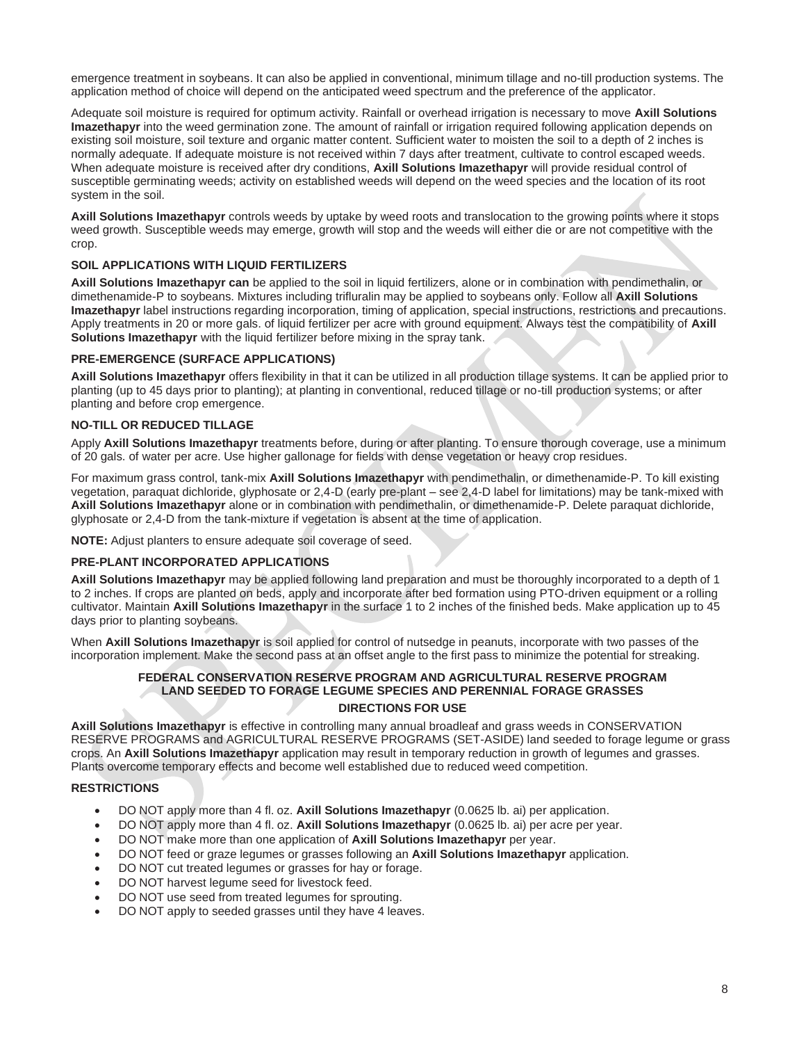emergence treatment in soybeans. It can also be applied in conventional, minimum tillage and no-till production systems. The application method of choice will depend on the anticipated weed spectrum and the preference of the applicator.

Adequate soil moisture is required for optimum activity. Rainfall or overhead irrigation is necessary to move **Axill Solutions Imazethapyr** into the weed germination zone. The amount of rainfall or irrigation required following application depends on existing soil moisture, soil texture and organic matter content. Sufficient water to moisten the soil to a depth of 2 inches is normally adequate. If adequate moisture is not received within 7 days after treatment, cultivate to control escaped weeds. When adequate moisture is received after dry conditions, **Axill Solutions Imazethapyr** will provide residual control of susceptible germinating weeds; activity on established weeds will depend on the weed species and the location of its root system in the soil.

**Axill Solutions Imazethapyr** controls weeds by uptake by weed roots and translocation to the growing points where it stops weed growth. Susceptible weeds may emerge, growth will stop and the weeds will either die or are not competitive with the crop.

#### SOIL APPLICATIONS WITH LIQUID FERTILIZERS

**Axill Solutions Imazethapyr can** be applied to the soil in liquid fertilizers, alone or in combination with pendimethalin, or dimethenamide-P to soybeans. Mixtures including trifluralin may be applied to soybeans only. Follow all **Axill Solutions Imazethapyr** label instructions regarding incorporation, timing of application, special instructions, restrictions and precautions. Apply treatments in 20 or more gals. of liquid fertilizer per acre with ground equipment. Always test the compatibility of **Axill Solutions Imazethapyr** with the liquid fertilizer before mixing in the spray tank.

#### PRE-EMERGENCE (SURFACE APPLICATIONS)

**Axill Solutions Imazethapyr** offers flexibility in that it can be utilized in all production tillage systems. It can be applied prior to planting (up to 45 days prior to planting); at planting in conventional, reduced tillage or no-till production systems; or after planting and before crop emergence.

#### NO-TILL OR REDUCED TILLAGE

Apply **Axill Solutions Imazethapyr** treatments before, during or after planting. To ensure thorough coverage, use a minimum of 20 gals. of water per acre. Use higher gallonage for fields with dense vegetation or heavy crop residues.

For maximum grass control, tank-mix **Axill Solutions Imazethapyr** with pendimethalin, or dimethenamide-P. To kill existing vegetation, paraquat dichloride, glyphosate or 2,4-D (early pre-plant – see 2,4-D label for limitations) may be tank-mixed with **Axill Solutions Imazethapyr** alone or in combination with pendimethalin, or dimethenamide-P. Delete paraquat dichloride, glyphosate or 2,4-D from the tank-mixture if vegetation is absent at the time of application.

**NOTE:** Adjust planters to ensure adequate soil coverage of seed.

#### PRE-PLANT INCORPORATED APPLICATIONS

**Axill Solutions Imazethapyr** may be applied following land preparation and must be thoroughly incorporated to a depth of 1 to 2 inches. If crops are planted on beds, apply and incorporate after bed formation using PTO-driven equipment or a rolling cultivator. Maintain **Axill Solutions Imazethapyr** in the surface 1 to 2 inches of the finished beds. Make application up to 45 days prior to planting soybeans.

When **Axill Solutions Imazethapyr** is soil applied for control of nutsedge in peanuts, incorporate with two passes of the incorporation implement. Make the second pass at an offset angle to the first pass to minimize the potential for streaking.

### FEDERAL CONSERVATION RESERVE PROGRAM AND AGRICULTURAL RESERVE PROGRAM LAND SEEDED TO FORAGE LEGUME SPECIES AND PERENNIAL FORAGE GRASSES

#### DIRECTIONS FOR USE

**Axill Solutions Imazethapyr** is effective in controlling many annual broadleaf and grass weeds in CONSERVATION RESERVE PROGRAMS and AGRICULTURAL RESERVE PROGRAMS (SET-ASIDE) land seeded to forage legume or grass crops. An **Axill Solutions Imazethapyr** application may result in temporary reduction in growth of legumes and grasses. Plants overcome temporary effects and become well established due to reduced weed competition.

#### RESTRICTIONS

- DO NOT apply more than 4 fl. oz. **Axill Solutions Imazethapyr** (0.0625 lb. ai) per application.
- DO NOT apply more than 4 fl. oz. **Axill Solutions Imazethapyr** (0.0625 lb. ai) per acre per year.
- DO NOT make more than one application of **Axill Solutions Imazethapyr** per year.
- DO NOT feed or graze legumes or grasses following an **Axill Solutions Imazethapyr** application.
- DO NOT cut treated legumes or grasses for hay or forage.
- DO NOT harvest legume seed for livestock feed.
- DO NOT use seed from treated legumes for sprouting.
- DO NOT apply to seeded grasses until they have 4 leaves.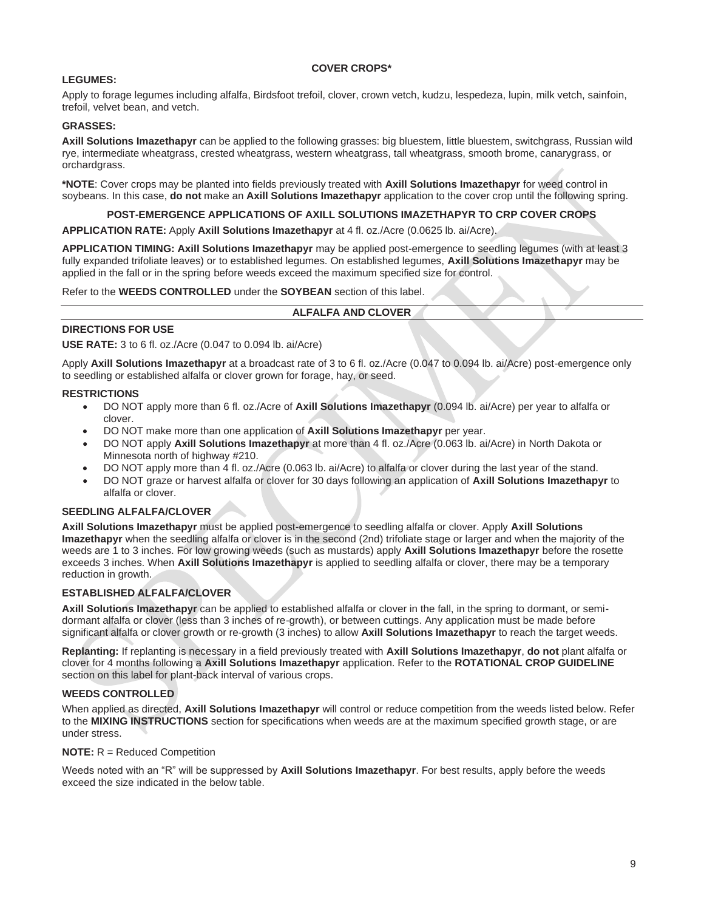## COVER CROPS*

**LEGUMES:**

Apply to forage legumes including alfalfa, Birdsfoot trefoil, clover, crown vetch, kudzu, lespedeza, lupin, milk vetch, sainfoin, trefoil, velvet bean, and vetch.

**GRASSES:**

**Axill Solutions Imazethapyr** can be applied to the following grasses: big bluestem, little bluestem, switchgrass, Russian wild rye, intermediate wheatgrass, crested wheatgrass, western wheatgrass, tall wheatgrass, smooth brome, canarygrass, or orchardgrass.

***NOTE**: Cover crops may be planted into fields previously treated with **Axill Solutions Imazethapyr** for weed control in soybeans. In this case, **do not** make an **Axill Solutions Imazethapyr** application to the cover crop until the following spring.

### POST-EMERGENCE APPLICATIONS OF AXILL SOLUTIONS IMAZETHAPYR TO CRP COVER CROPS

**APPLICATION RATE:** Apply **Axill Solutions Imazethapyr** at 4 fl. oz./Acre (0.0625 lb. ai/Acre).

**APPLICATION TIMING: Axill Solutions Imazethapyr** may be applied post-emergence to seedling legumes (with at least 3 fully expanded trifoliate leaves) or to established legumes. On established legumes, **Axill Solutions Imazethapyr** may be applied in the fall or in the spring before weeds exceed the maximum specified size for control.

Refer to the **WEEDS CONTROLLED** under the **SOYBEAN** section of this label.

## ALFALFA AND CLOVER

**DIRECTIONS FOR USE**

**USE RATE:** 3 to 6 fl. oz./Acre (0.047 to 0.094 lb. ai/Acre)

Apply **Axill Solutions Imazethapyr** at a broadcast rate of 3 to 6 fl. oz./Acre (0.047 to 0.094 lb. ai/Acre) post-emergence only to seedling or established alfalfa or clover grown for forage, hay, or seed.

**RESTRICTIONS**

- DO NOT apply more than 6 fl. oz./Acre of **Axill Solutions Imazethapyr** (0.094 lb. ai/Acre) per year to alfalfa or clover.
- DO NOT make more than one application of **Axill Solutions Imazethapyr** per year.
- DO NOT apply **Axill Solutions Imazethapyr** at more than 4 fl. oz./Acre (0.063 lb. ai/Acre) in North Dakota or Minnesota north of highway #210.
- DO NOT apply more than 4 fl. oz./Acre (0.063 lb. ai/Acre) to alfalfa or clover during the last year of the stand.
- DO NOT graze or harvest alfalfa or clover for 30 days following an application of **Axill Solutions Imazethapyr** to alfalfa or clover.

**SEEDLING ALFALFA/CLOVER**

**Axill Solutions Imazethapyr** must be applied post-emergence to seedling alfalfa or clover. Apply **Axill Solutions Imazethapyr** when the seedling alfalfa or clover is in the second (2nd) trifoliate stage or larger and when the majority of the weeds are 1 to 3 inches. For low growing weeds (such as mustards) apply **Axill Solutions Imazethapyr** before the rosette exceeds 3 inches. When **Axill Solutions Imazethapyr** is applied to seedling alfalfa or clover, there may be a temporary reduction in growth.

**ESTABLISHED ALFALFA/CLOVER**

**Axill Solutions Imazethapyr** can be applied to established alfalfa or clover in the fall, in the spring to dormant, or semi-dormant alfalfa or clover (less than 3 inches of re-growth), or between cuttings. Any application must be made before significant alfalfa or clover growth or re-growth (3 inches) to allow **Axill Solutions Imazethapyr** to reach the target weeds.

**Replanting:** If replanting is necessary in a field previously treated with **Axill Solutions Imazethapyr**, **do not** plant alfalfa or clover for 4 months following a **Axill Solutions Imazethapyr** application. Refer to the **ROTATIONAL CROP GUIDELINE** section on this label for plant-back interval of various crops.

**WEEDS CONTROLLED**

When applied as directed, **Axill Solutions Imazethapyr** will control or reduce competition from the weeds listed below. Refer to the **MIXING INSTRUCTIONS** section for specifications when weeds are at the maximum specified growth stage, or are under stress.

**NOTE:** R = Reduced Competition

Weeds noted with an "R" will be suppressed by **Axill Solutions Imazethapyr**. For best results, apply before the weeds exceed the size indicated in the below table.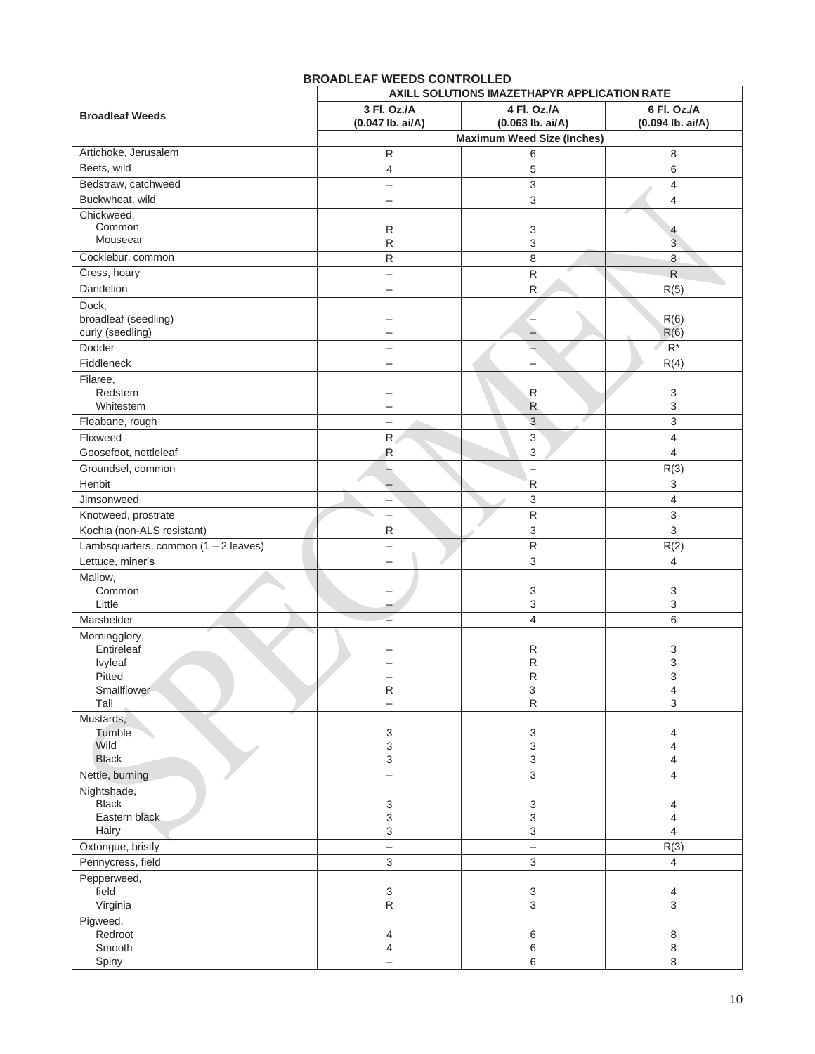## BROADLEAF WEEDS CONTROLLED

| Broadleaf Weeds | AXILL SOLUTIONS IMAZETHAPYR APPLICATION RATE | | |
|---|---|---|---|
| | 3 Fl. Oz./A (0.047 lb. ai/A) | 4 Fl. Oz./A (0.063 lb. ai/A) | 6 Fl. Oz./A (0.094 lb. ai/A) |
| | Maximum Weed Size (Inches) | | |
| Artichoke, Jerusalem | R | 6 | 8 |
| Beets, wild | 4 | 5 | 6 |
| Bedstraw, catchweed | – | 3 | 4 |
| Buckwheat, wild | – | 3 | 4 |
| Chickweed, | | | |
| Common | R | 3 | 4 |
| Mouseear | R | 3 | 3 |
| Cocklebur, common | R | 8 | 8 |
| Cress, hoary | – | R | R |
| Dandelion | – | R | R(5) |
| Dock, | | | |
| broadleaf (seedling) | – | – | R(6) |
| curly (seedling) | – | – | R(6) |
| Dodder | – | – | R* |
| Fiddleneck | – | – | R(4) |
| Filaree, | | | |
| Redstem | – | R | 3 |
| Whitestem | – | R | 3 |
| Fleabane, rough | – | 3 | 3 |
| Flixweed | R | 3 | 4 |
| Goosefoot, nettleleaf | R | 3 | 4 |
| Groundsel, common | – | – | R(3) |
| Henbit | – | R | 3 |
| Jimsonweed | – | 3 | 4 |
| Knotweed, prostrate | – | R | 3 |
| Kochia (non-ALS resistant) | R | 3 | 3 |
| Lambsquarters, common (1 – 2 leaves) | – | R | R(2) |
| Lettuce, miner's | – | 3 | 4 |
| Mallow, | | | |
| Common | – | 3 | 3 |
| Little | – | 3 | 3 |
| Marshelder | – | 4 | 6 |
| Morningglory, | | | |
| Entireleaf | – | R | 3 |
| Ivyleaf | – | R | 3 |
| Pitted | – | R | 3 |
| Smallflower | R | 3 | 4 |
| Tall | – | R | 3 |
| Mustards, | | | |
| Tumble | 3 | 3 | 4 |
| Wild | 3 | 3 | 4 |
| Black | 3 | 3 | 4 |
| Nettle, burning | – | 3 | 4 |
| Nightshade, | | | |
| Black | 3 | 3 | 4 |
| Eastern black | 3 | 3 | 4 |
| Hairy | 3 | 3 | 4 |
| Oxtongue, bristly | – | – | R(3) |
| Pennycress, field | 3 | 3 | 4 |
| Pepperweed, | | | |
| field | 3 | 3 | 4 |
| Virginia | R | 3 | 3 |
| Pigweed, | | | |
| Redroot | 4 | 6 | 8 |
| Smooth | 4 | 6 | 8 |
| Spiny | – | 6 | 8 |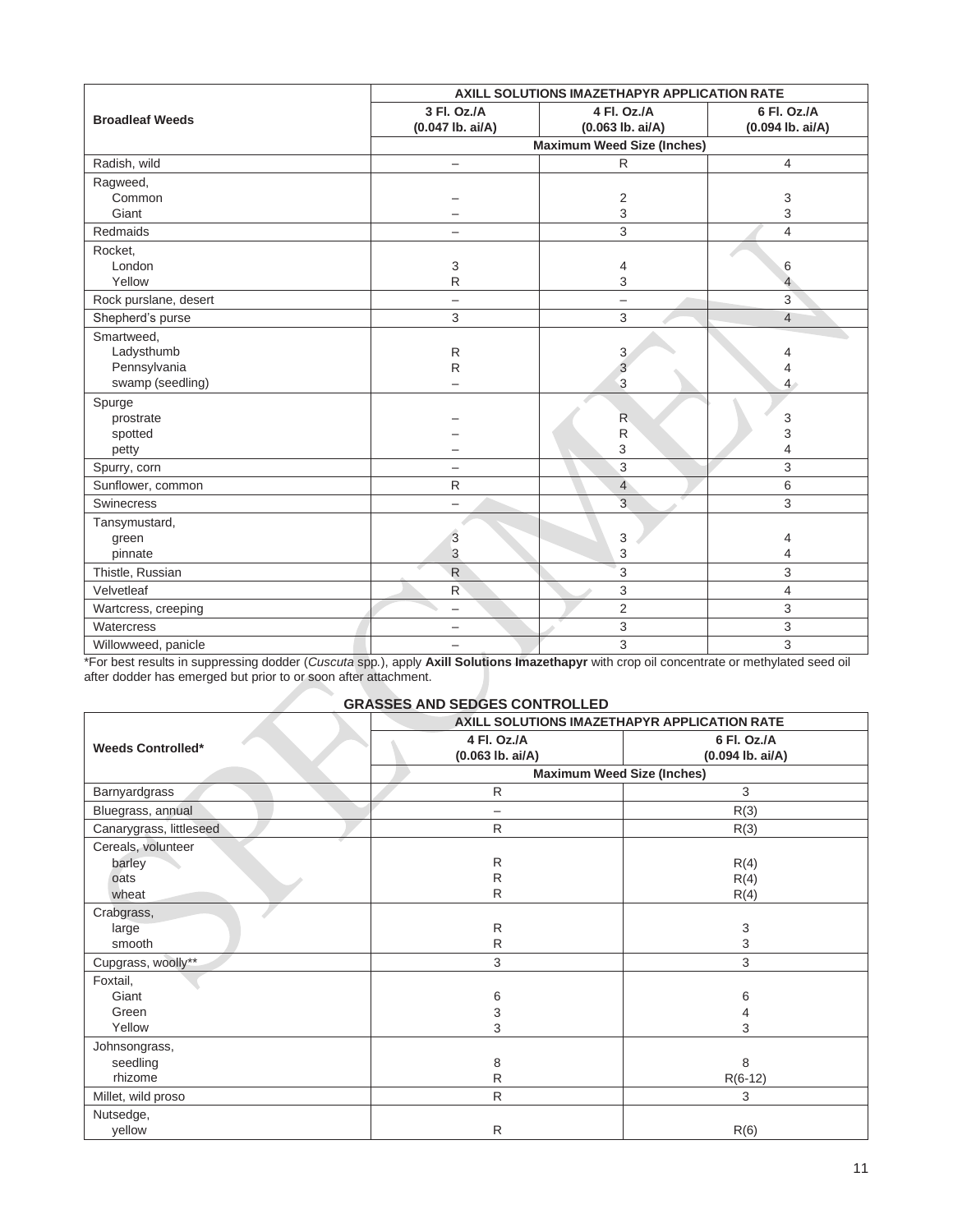| Broadleaf Weeds | AXILL SOLUTIONS IMAZETHAPYR APPLICATION RATE | | |
|---|---|---|---|
| | 3 Fl. Oz./A (0.047 lb. ai/A) | 4 Fl. Oz./A (0.063 lb. ai/A) | 6 Fl. Oz./A (0.094 lb. ai/A) |
| | Maximum Weed Size (Inches) | | |
| Radish, wild | – | R | 4 |
| Ragweed, | | | |
| Common | – | 2 | 3 |
| Giant | – | 3 | 3 |
| Redmaids | – | 3 | 4 |
| Rocket, | | | |
| London | 3 | 4 | 6 |
| Yellow | R | 3 | 4 |
| Rock purslane, desert | – | – | 3 |
| Shepherd's purse | 3 | 3 | 4 |
| Smartweed, | | | |
| Ladysthumb | R | 3 | 4 |
| Pennsylvania | R | 3 | 4 |
| swamp (seedling) | – | 3 | 4 |
| Spurge | | | |
| prostrate | – | R | 3 |
| spotted | – | R | 3 |
| petty | – | 3 | 4 |
| Spurry, corn | – | 3 | 3 |
| Sunflower, common | R | 4 | 6 |
| Swinecress | – | 3 | 3 |
| Tansymustard, | | | |
| green | 3 | 3 | 4 |
| pinnate | 3 | 3 | 4 |
| Thistle, Russian | R | 3 | 3 |
| Velvetleaf | R | 3 | 4 |
| Wartcress, creeping | – | 2 | 3 |
| Watercress | – | 3 | 3 |
| Willowweed, panicle | – | 3 | 3 |

*For best results in suppressing dodder (*Cuscuta* spp.), apply **Axill Solutions Imazethapyr** with crop oil concentrate or methylated seed oil after dodder has emerged but prior to or soon after attachment.

**GRASSES AND SEDGES CONTROLLED**

| Weeds Controlled* | AXILL SOLUTIONS IMAZETHAPYR APPLICATION RATE | |
|---|---|---|
| | 4 Fl. Oz./A (0.063 lb. ai/A) | 6 Fl. Oz./A (0.094 lb. ai/A) |
| | Maximum Weed Size (Inches) | |
| Barnyardgrass | R | 3 |
| Bluegrass, annual | – | R(3) |
| Canarygrass, littleseed | R | R(3) |
| Cereals, volunteer | | |
| barley | R | R(4) |
| oats | R | R(4) |
| wheat | R | R(4) |
| Crabgrass, | | |
| large | R | 3 |
| smooth | R | 3 |
| Cupgrass, woolly** | 3 | 3 |
| Foxtail, | | |
| Giant | 6 | 6 |
| Green | 3 | 4 |
| Yellow | 3 | 3 |
| Johnsongrass, | | |
| seedling | 8 | 8 |
| rhizome | R | R(6-12) |
| Millet, wild proso | R | 3 |
| Nutsedge, | | |
| yellow | R | R(6) |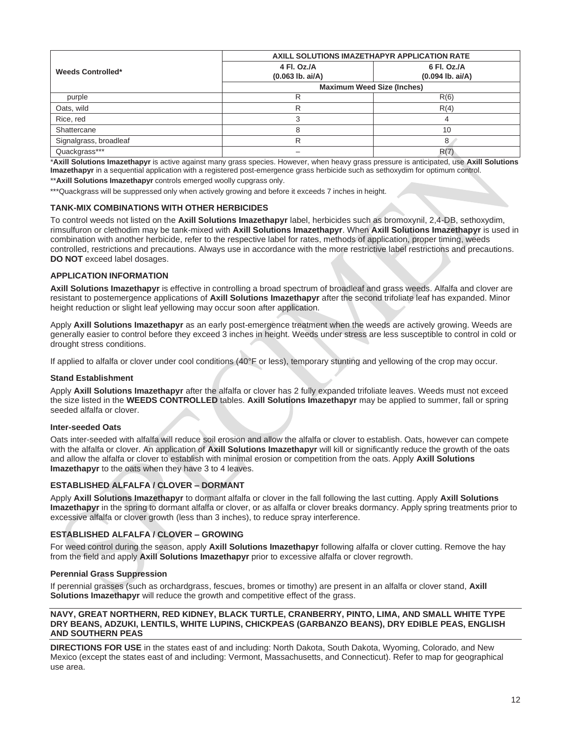| Weeds Controlled* | AXILL SOLUTIONS IMAZETHAPYR APPLICATION RATE | |
|---|---|---|
| | 4 Fl. Oz./A (0.063 lb. ai/A) | 6 Fl. Oz./A (0.094 lb. ai/A) |
| | Maximum Weed Size (Inches) | |
| purple | R | R(6) |
| Oats, wild | R | R(4) |
| Rice, red | 3 | 4 |
| Shattercane | 8 | 10 |
| Signalgrass, broadleaf | R | 8 |
| Quackgrass*** | – | R(7) |

***Axill Solutions Imazethapyr** is active against many grass species. However, when heavy grass pressure is anticipated, use **Axill Solutions Imazethapyr** in a sequential application with a registered post-emergence grass herbicide such as sethoxydim for optimum control.

****Axill Solutions Imazethapyr** controls emerged woolly cupgrass only.

***Quackgrass will be suppressed only when actively growing and before it exceeds 7 inches in height.

### TANK-MIX COMBINATIONS WITH OTHER HERBICIDES

To control weeds not listed on the **Axill Solutions Imazethapyr** label, herbicides such as bromoxynil, 2,4-DB, sethoxydim, rimsulfuron or clethodim may be tank-mixed with **Axill Solutions Imazethapyr**. When **Axill Solutions Imazethapyr** is used in combination with another herbicide, refer to the respective label for rates, methods of application, proper timing, weeds controlled, restrictions and precautions. Always use in accordance with the more restrictive label restrictions and precautions. **DO NOT** exceed label dosages.

### APPLICATION INFORMATION

**Axill Solutions Imazethapyr** is effective in controlling a broad spectrum of broadleaf and grass weeds. Alfalfa and clover are resistant to postemergence applications of **Axill Solutions Imazethapyr** after the second trifoliate leaf has expanded. Minor height reduction or slight leaf yellowing may occur soon after application.

Apply **Axill Solutions Imazethapyr** as an early post-emergence treatment when the weeds are actively growing. Weeds are generally easier to control before they exceed 3 inches in height. Weeds under stress are less susceptible to control in cold or drought stress conditions.

If applied to alfalfa or clover under cool conditions (40°F or less), temporary stunting and yellowing of the crop may occur.

#### Stand Establishment

Apply **Axill Solutions Imazethapyr** after the alfalfa or clover has 2 fully expanded trifoliate leaves. Weeds must not exceed the size listed in the **WEEDS CONTROLLED** tables. **Axill Solutions Imazethapyr** may be applied to summer, fall or spring seeded alfalfa or clover.

#### Inter-seeded Oats

Oats inter-seeded with alfalfa will reduce soil erosion and allow the alfalfa or clover to establish. Oats, however can compete with the alfalfa or clover. An application of **Axill Solutions Imazethapyr** will kill or significantly reduce the growth of the oats and allow the alfalfa or clover to establish with minimal erosion or competition from the oats. Apply **Axill Solutions Imazethapyr** to the oats when they have 3 to 4 leaves.

### ESTABLISHED ALFALFA / CLOVER – DORMANT

Apply **Axill Solutions Imazethapyr** to dormant alfalfa or clover in the fall following the last cutting. Apply **Axill Solutions Imazethapyr** in the spring to dormant alfalfa or clover, or as alfalfa or clover breaks dormancy. Apply spring treatments prior to excessive alfalfa or clover growth (less than 3 inches), to reduce spray interference.

### ESTABLISHED ALFALFA / CLOVER – GROWING

For weed control during the season, apply **Axill Solutions Imazethapyr** following alfalfa or clover cutting. Remove the hay from the field and apply **Axill Solutions Imazethapyr** prior to excessive alfalfa or clover regrowth.

#### Perennial Grass Suppression

If perennial grasses (such as orchardgrass, fescues, bromes or timothy) are present in an alfalfa or clover stand, **Axill Solutions Imazethapyr** will reduce the growth and competitive effect of the grass.

### NAVY, GREAT NORTHERN, RED KIDNEY, BLACK TURTLE, CRANBERRY, PINTO, LIMA, AND SMALL WHITE TYPE DRY BEANS, ADZUKI, LENTILS, WHITE LUPINS, CHICKPEAS (GARBANZO BEANS), DRY EDIBLE PEAS, ENGLISH AND SOUTHERN PEAS

**DIRECTIONS FOR USE** in the states east of and including: North Dakota, South Dakota, Wyoming, Colorado, and New Mexico (except the states east of and including: Vermont, Massachusetts, and Connecticut). Refer to map for geographical use area.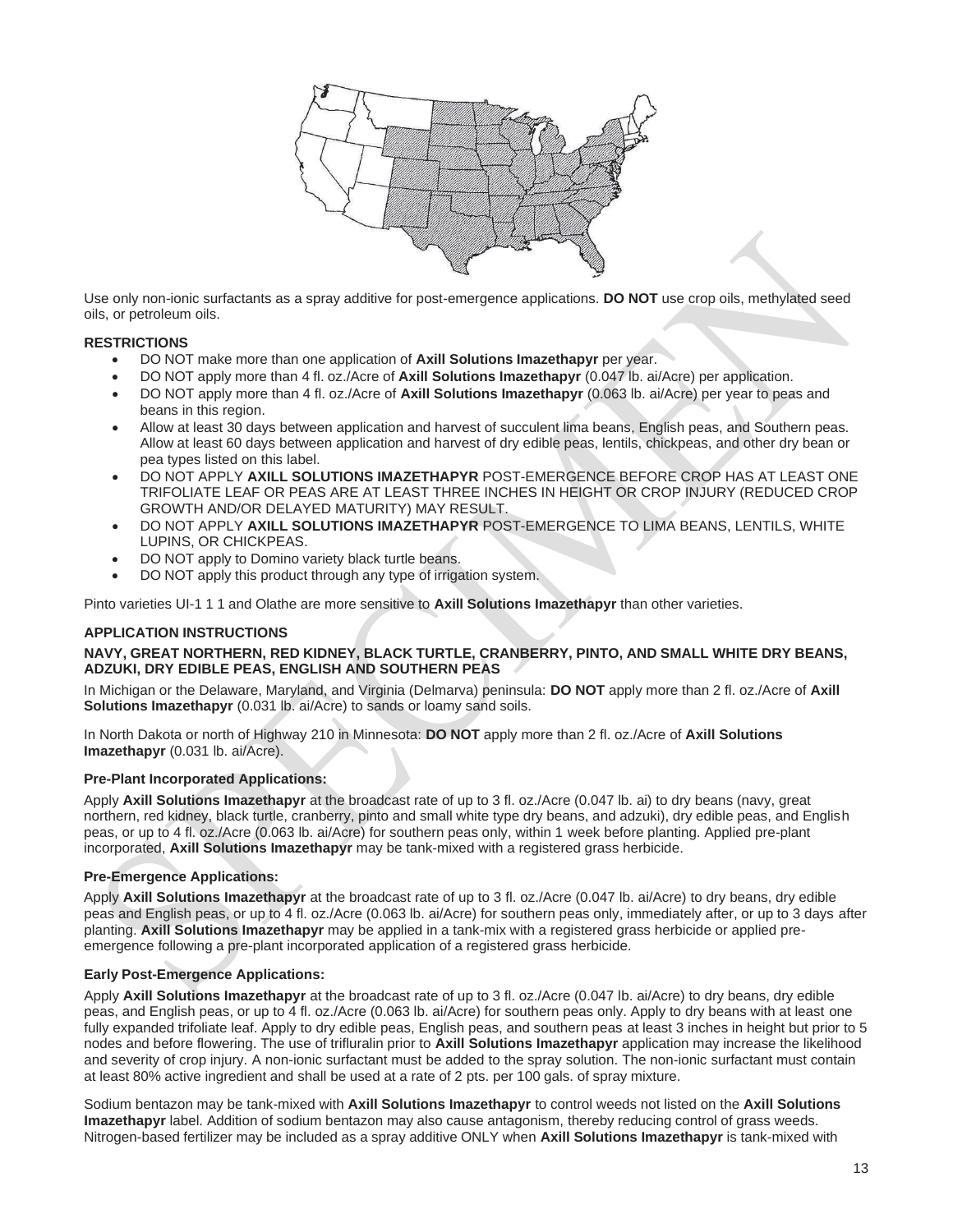Use only non-ionic surfactants as a spray additive for post-emergence applications. **DO NOT** use crop oils, methylated seed oils, or petroleum oils.

**RESTRICTIONS**

- DO NOT make more than one application of **Axill Solutions Imazethapyr** per year.
- DO NOT apply more than 4 fl. oz./Acre of **Axill Solutions Imazethapyr** (0.047 lb. ai/Acre) per application.
- DO NOT apply more than 4 fl. oz./Acre of **Axill Solutions Imazethapyr** (0.063 lb. ai/Acre) per year to peas and beans in this region.
- Allow at least 30 days between application and harvest of succulent lima beans, English peas, and Southern peas. Allow at least 60 days between application and harvest of dry edible peas, lentils, chickpeas, and other dry bean or pea types listed on this label.
- DO NOT APPLY **AXILL SOLUTIONS IMAZETHAPYR** POST-EMERGENCE BEFORE CROP HAS AT LEAST ONE TRIFOLIATE LEAF OR PEAS ARE AT LEAST THREE INCHES IN HEIGHT OR CROP INJURY (REDUCED CROP GROWTH AND/OR DELAYED MATURITY) MAY RESULT.
- DO NOT APPLY **AXILL SOLUTIONS IMAZETHAPYR** POST-EMERGENCE TO LIMA BEANS, LENTILS, WHITE LUPINS, OR CHICKPEAS.
- DO NOT apply to Domino variety black turtle beans.
- DO NOT apply this product through any type of irrigation system.

Pinto varieties UI-1 1 1 and Olathe are more sensitive to **Axill Solutions Imazethapyr** than other varieties.

**APPLICATION INSTRUCTIONS**

**NAVY, GREAT NORTHERN, RED KIDNEY, BLACK TURTLE, CRANBERRY, PINTO, AND SMALL WHITE DRY BEANS, ADZUKI, DRY EDIBLE PEAS, ENGLISH AND SOUTHERN PEAS**

In Michigan or the Delaware, Maryland, and Virginia (Delmarva) peninsula: **DO NOT** apply more than 2 fl. oz./Acre of **Axill Solutions Imazethapyr** (0.031 lb. ai/Acre) to sands or loamy sand soils.

In North Dakota or north of Highway 210 in Minnesota: **DO NOT** apply more than 2 fl. oz./Acre of **Axill Solutions Imazethapyr** (0.031 lb. ai/Acre).

**Pre-Plant Incorporated Applications:**

Apply **Axill Solutions Imazethapyr** at the broadcast rate of up to 3 fl. oz./Acre (0.047 lb. ai) to dry beans (navy, great northern, red kidney, black turtle, cranberry, pinto and small white type dry beans, and adzuki), dry edible peas, and English peas, or up to 4 fl. oz./Acre (0.063 lb. ai/Acre) for southern peas only, within 1 week before planting. Applied pre-plant incorporated, **Axill Solutions Imazethapyr** may be tank-mixed with a registered grass herbicide.

**Pre-Emergence Applications:**

Apply **Axill Solutions Imazethapyr** at the broadcast rate of up to 3 fl. oz./Acre (0.047 lb. ai/Acre) to dry beans, dry edible peas and English peas, or up to 4 fl. oz./Acre (0.063 lb. ai/Acre) for southern peas only, immediately after, or up to 3 days after planting. **Axill Solutions Imazethapyr** may be applied in a tank-mix with a registered grass herbicide or applied pre-emergence following a pre-plant incorporated application of a registered grass herbicide.

**Early Post-Emergence Applications:**

Apply **Axill Solutions Imazethapyr** at the broadcast rate of up to 3 fl. oz./Acre (0.047 lb. ai/Acre) to dry beans, dry edible peas, and English peas, or up to 4 fl. oz./Acre (0.063 lb. ai/Acre) for southern peas only. Apply to dry beans with at least one fully expanded trifoliate leaf. Apply to dry edible peas, English peas, and southern peas at least 3 inches in height but prior to 5 nodes and before flowering. The use of trifluralin prior to **Axill Solutions Imazethapyr** application may increase the likelihood and severity of crop injury. A non-ionic surfactant must be added to the spray solution. The non-ionic surfactant must contain at least 80% active ingredient and shall be used at a rate of 2 pts. per 100 gals. of spray mixture.

Sodium bentazon may be tank-mixed with **Axill Solutions Imazethapyr** to control weeds not listed on the **Axill Solutions Imazethapyr** label. Addition of sodium bentazon may also cause antagonism, thereby reducing control of grass weeds. Nitrogen-based fertilizer may be included as a spray additive ONLY when **Axill Solutions Imazethapyr** is tank-mixed with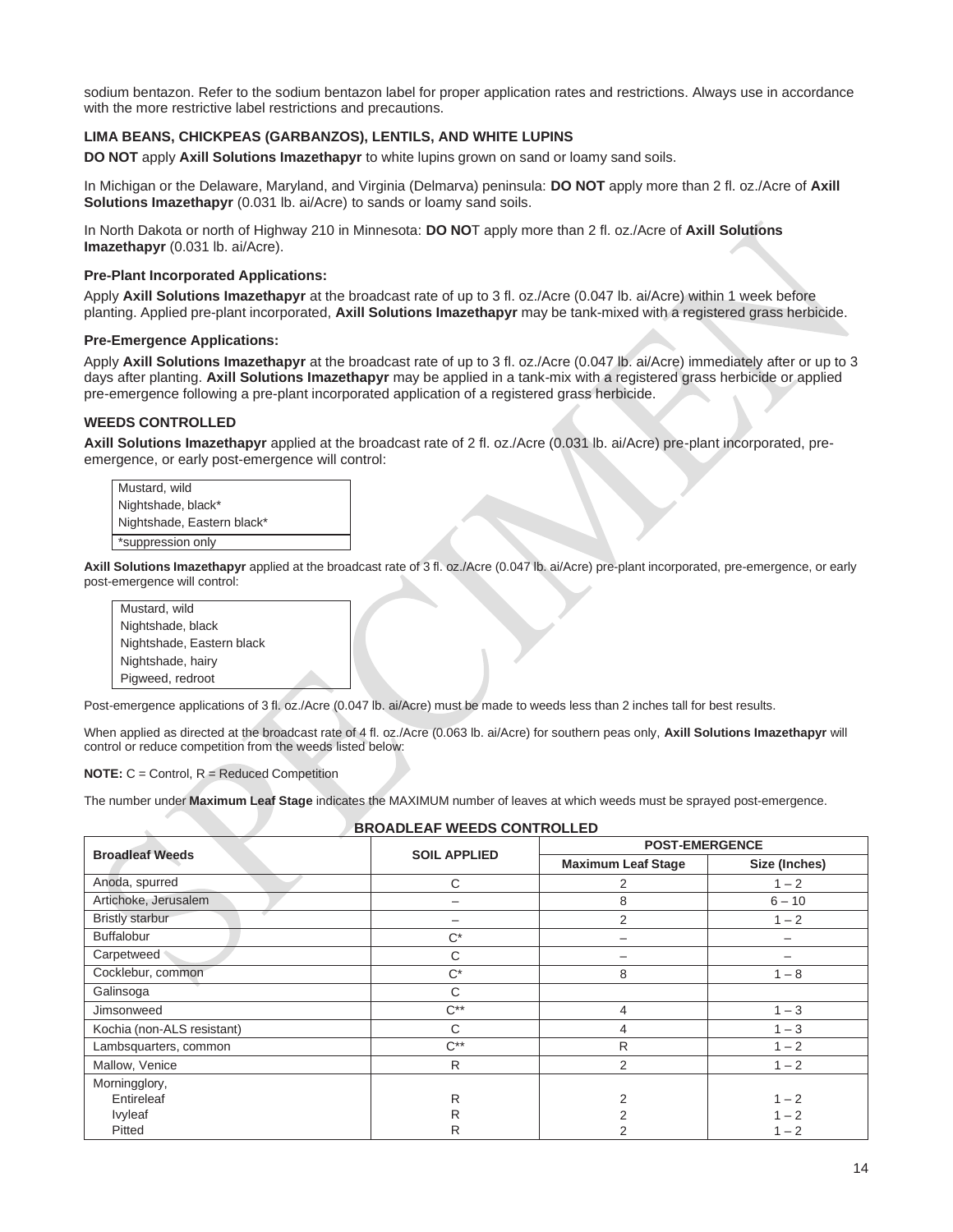sodium bentazon. Refer to the sodium bentazon label for proper application rates and restrictions. Always use in accordance with the more restrictive label restrictions and precautions.

### LIMA BEANS, CHICKPEAS (GARBANZOS), LENTILS, AND WHITE LUPINS

**DO NOT** apply **Axill Solutions Imazethapyr** to white lupins grown on sand or loamy sand soils.

In Michigan or the Delaware, Maryland, and Virginia (Delmarva) peninsula: **DO NOT** apply more than 2 fl. oz./Acre of **Axill Solutions Imazethapyr** (0.031 lb. ai/Acre) to sands or loamy sand soils.

In North Dakota or north of Highway 210 in Minnesota: **DO NO**T apply more than 2 fl. oz./Acre of **Axill Solutions Imazethapyr** (0.031 lb. ai/Acre).

#### Pre-Plant Incorporated Applications:

Apply **Axill Solutions Imazethapyr** at the broadcast rate of up to 3 fl. oz./Acre (0.047 lb. ai/Acre) within 1 week before planting. Applied pre-plant incorporated, **Axill Solutions Imazethapyr** may be tank-mixed with a registered grass herbicide.

#### Pre-Emergence Applications:

Apply **Axill Solutions Imazethapyr** at the broadcast rate of up to 3 fl. oz./Acre (0.047 lb. ai/Acre) immediately after or up to 3 days after planting. **Axill Solutions Imazethapyr** may be applied in a tank-mix with a registered grass herbicide or applied pre-emergence following a pre-plant incorporated application of a registered grass herbicide.

### WEEDS CONTROLLED

**Axill Solutions Imazethapyr** applied at the broadcast rate of 2 fl. oz./Acre (0.031 lb. ai/Acre) pre-plant incorporated, pre-emergence, or early post-emergence will control:

| |
|---|
| Mustard, wild |
| Nightshade, black* |
| Nightshade, Eastern black* |
| *suppression only |

**Axill Solutions Imazethapyr** applied at the broadcast rate of 3 fl. oz./Acre (0.047 lb. ai/Acre) pre-plant incorporated, pre-emergence, or early post-emergence will control:

| |
|---|
| Mustard, wild |
| Nightshade, black |
| Nightshade, Eastern black |
| Nightshade, hairy |
| Pigweed, redroot |

Post-emergence applications of 3 fl. oz./Acre (0.047 lb. ai/Acre) must be made to weeds less than 2 inches tall for best results.

When applied as directed at the broadcast rate of 4 fl. oz./Acre (0.063 lb. ai/Acre) for southern peas only, **Axill Solutions Imazethapyr** will control or reduce competition from the weeds listed below:

**NOTE:** C = Control, R = Reduced Competition

The number under **Maximum Leaf Stage** indicates the MAXIMUM number of leaves at which weeds must be sprayed post-emergence.

**BROADLEAF WEEDS CONTROLLED**

| Broadleaf Weeds | SOIL APPLIED | POST-EMERGENCE | |
|---|---|---|---|
| | | Maximum Leaf Stage | Size (Inches) |
| Anoda, spurred | C | 2 | 1 – 2 |
| Artichoke, Jerusalem | – | 8 | 6 – 10 |
| Bristly starbur | – | 2 | 1 – 2 |
| Buffalobur | C* | – | – |
| Carpetweed | C | – | – |
| Cocklebur, common | C* | 8 | 1 – 8 |
| Galinsoga | C | | |
| Jimsonweed | C** | 4 | 1 – 3 |
| Kochia (non-ALS resistant) | C | 4 | 1 – 3 |
| Lambsquarters, common | C** | R | 1 – 2 |
| Mallow, Venice | R | 2 | 1 – 2 |
| Morningglory, | | | |
| Entireleaf | R | 2 | 1 – 2 |
| Ivyleaf | R | 2 | 1 – 2 |
| Pitted | R | 2 | 1 – 2 |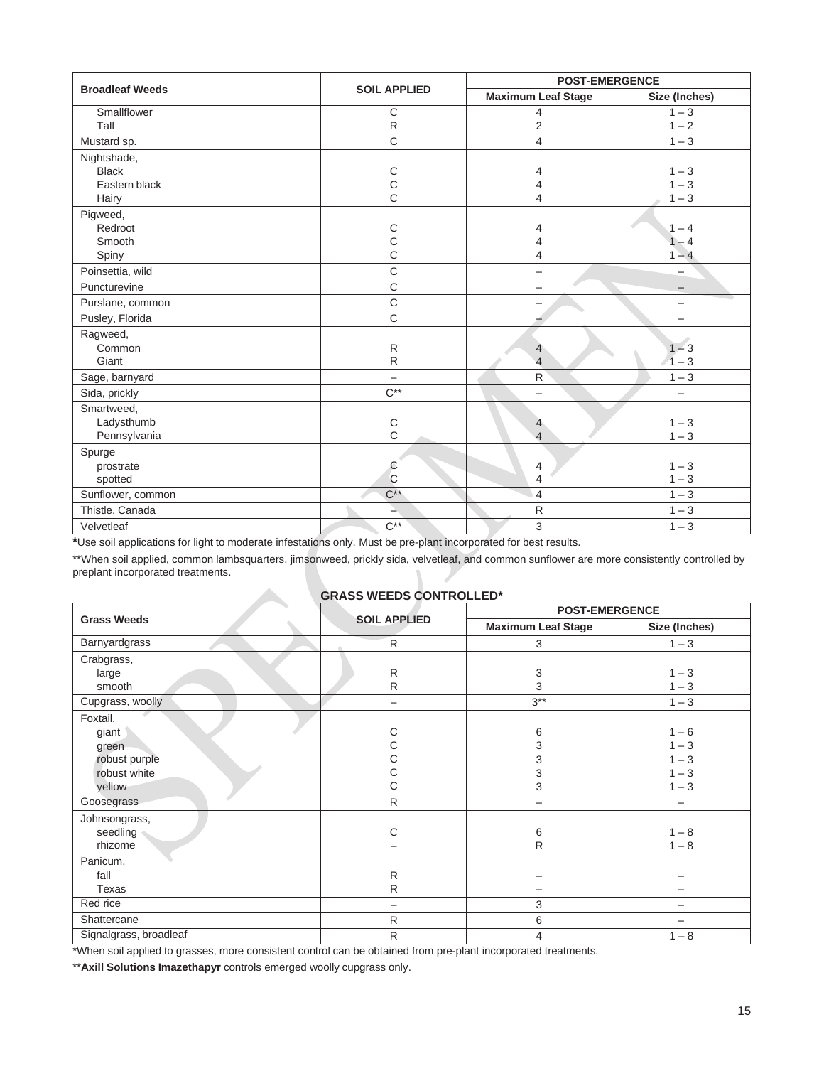| Broadleaf Weeds | SOIL APPLIED | POST-EMERGENCE | |
|---|---|---|---|
| | | Maximum Leaf Stage | Size (Inches) |
| Smallflower | C | 4 | 1 – 3 |
| Tall | R | 2 | 1 – 2 |
| Mustard sp. | C | 4 | 1 – 3 |
| Nightshade, | | | |
| Black | C | 4 | 1 – 3 |
| Eastern black | C | 4 | 1 – 3 |
| Hairy | C | 4 | 1 – 3 |
| Pigweed, | | | |
| Redroot | C | 4 | 1 – 4 |
| Smooth | C | 4 | 1 – 4 |
| Spiny | C | 4 | 1 – 4 |
| Poinsettia, wild | C | – | – |
| Puncturevine | C | – | – |
| Purslane, common | C | – | – |
| Pusley, Florida | C | – | – |
| Ragweed, | | | |
| Common | R | 4 | 1 – 3 |
| Giant | R | 4 | 1 – 3 |
| Sage, barnyard | – | R | 1 – 3 |
| Sida, prickly | C** | – | – |
| Smartweed, | | | |
| Ladysthumb | C | 4 | 1 – 3 |
| Pennsylvania | C | 4 | 1 – 3 |
| Spurge | | | |
| prostrate | C | 4 | 1 – 3 |
| spotted | C | 4 | 1 – 3 |
| Sunflower, common | C** | 4 | 1 – 3 |
| Thistle, Canada | – | R | 1 – 3 |
| Velvetleaf | C** | 3 | 1 – 3 |

**\***Use soil applications for light to moderate infestations only. Must be pre-plant incorporated for best results.

**When soil applied, common lambsquarters, jimsonweed, prickly sida, velvetleaf, and common sunflower are more consistently controlled by preplant incorporated treatments.

**GRASS WEEDS CONTROLLED***

| Grass Weeds | SOIL APPLIED | POST-EMERGENCE | |
|---|---|---|---|
| | | Maximum Leaf Stage | Size (Inches) |
| Barnyardgrass | R | 3 | 1 – 3 |
| Crabgrass, | | | |
| large | R | 3 | 1 – 3 |
| smooth | R | 3 | 1 – 3 |
| Cupgrass, woolly | – | 3** | 1 – 3 |
| Foxtail, | | | |
| giant | C | 6 | 1 – 6 |
| green | C | 3 | 1 – 3 |
| robust purple | C | 3 | 1 – 3 |
| robust white | C | 3 | 1 – 3 |
| yellow | C | 3 | 1 – 3 |
| Goosegrass | R | – | – |
| Johnsongrass, | | | |
| seedling | C | 6 | 1 – 8 |
| rhizome | – | R | 1 – 8 |
| Panicum, | | | |
| fall | R | – | – |
| Texas | R | – | – |
| Red rice | – | 3 | – |
| Shattercane | R | 6 | – |
| Signalgrass, broadleaf | R | 4 | 1 – 8 |

*When soil applied to grasses, more consistent control can be obtained from pre-plant incorporated treatments.

****Axill Solutions Imazethapyr** controls emerged woolly cupgrass only.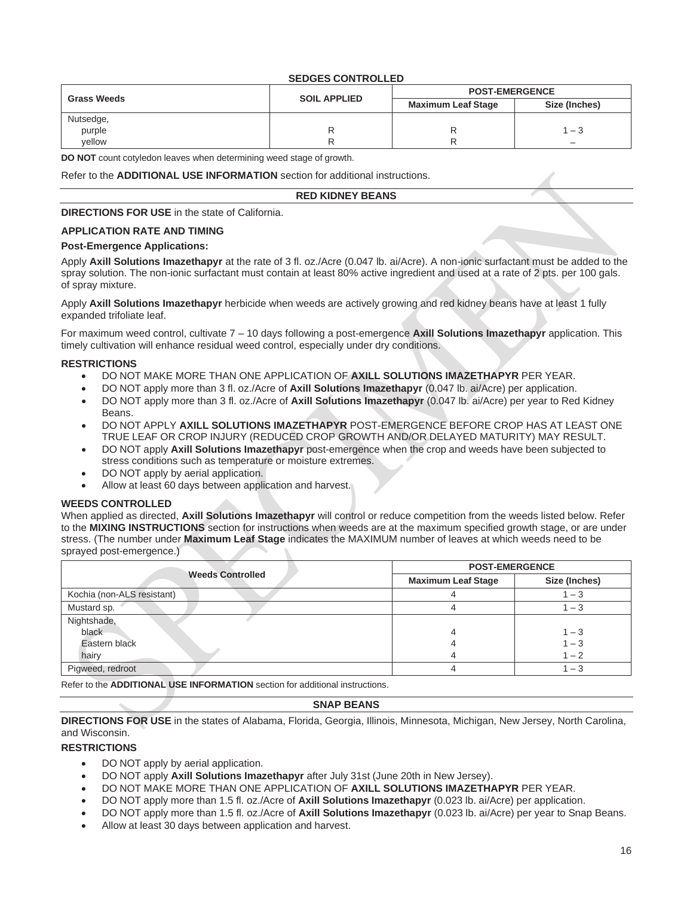**SEDGES CONTROLLED**

| Grass Weeds | SOIL APPLIED | POST-EMERGENCE | |
|---|---|---|---|
| | | Maximum Leaf Stage | Size (Inches) |
| Nutsedge, | | | |
| purple | R | R | 1 – 3 |
| yellow | R | R | – |

**DO NOT** count cotyledon leaves when determining weed stage of growth.

Refer to the **ADDITIONAL USE INFORMATION** section for additional instructions.

## RED KIDNEY BEANS

**DIRECTIONS FOR USE** in the state of California.

**APPLICATION RATE AND TIMING**

**Post-Emergence Applications:**

Apply **Axill Solutions Imazethapyr** at the rate of 3 fl. oz./Acre (0.047 lb. ai/Acre). A non-ionic surfactant must be added to the spray solution. The non-ionic surfactant must contain at least 80% active ingredient and used at a rate of 2 pts. per 100 gals. of spray mixture.

Apply **Axill Solutions Imazethapyr** herbicide when weeds are actively growing and red kidney beans have at least 1 fully expanded trifoliate leaf.

For maximum weed control, cultivate 7 – 10 days following a post-emergence **Axill Solutions Imazethapyr** application. This timely cultivation will enhance residual weed control, especially under dry conditions.

**RESTRICTIONS**

- DO NOT MAKE MORE THAN ONE APPLICATION OF **AXILL SOLUTIONS IMAZETHAPYR** PER YEAR.
- DO NOT apply more than 3 fl. oz./Acre of **Axill Solutions Imazethapyr** (0.047 lb. ai/Acre) per application.
- DO NOT apply more than 3 fl. oz./Acre of **Axill Solutions Imazethapyr** (0.047 lb. ai/Acre) per year to Red Kidney Beans.
- DO NOT APPLY **AXILL SOLUTIONS IMAZETHAPYR** POST-EMERGENCE BEFORE CROP HAS AT LEAST ONE TRUE LEAF OR CROP INJURY (REDUCED CROP GROWTH AND/OR DELAYED MATURITY) MAY RESULT.
- DO NOT apply **Axill Solutions Imazethapyr** post-emergence when the crop and weeds have been subjected to stress conditions such as temperature or moisture extremes.
- DO NOT apply by aerial application.
- Allow at least 60 days between application and harvest.

**WEEDS CONTROLLED**

When applied as directed, **Axill Solutions Imazethapyr** will control or reduce competition from the weeds listed below. Refer to the **MIXING INSTRUCTIONS** section for instructions when weeds are at the maximum specified growth stage, or are under stress. (The number under **Maximum Leaf Stage** indicates the MAXIMUM number of leaves at which weeds need to be sprayed post-emergence.)

| Weeds Controlled | POST-EMERGENCE | |
|---|---|---|
| | Maximum Leaf Stage | Size (Inches) |
| Kochia (non-ALS resistant) | 4 | 1 – 3 |
| Mustard sp. | 4 | 1 – 3 |
| Nightshade, | | |
| black | 4 | 1 – 3 |
| Eastern black | 4 | 1 – 3 |
| hairy | 4 | 1 – 2 |
| Pigweed, redroot | 4 | 1 – 3 |

Refer to the **ADDITIONAL USE INFORMATION** section for additional instructions.

## SNAP BEANS

**DIRECTIONS FOR USE** in the states of Alabama, Florida, Georgia, Illinois, Minnesota, Michigan, New Jersey, North Carolina, and Wisconsin.

**RESTRICTIONS**

- DO NOT apply by aerial application.
- DO NOT apply **Axill Solutions Imazethapyr** after July 31st (June 20th in New Jersey).
- DO NOT MAKE MORE THAN ONE APPLICATION OF **AXILL SOLUTIONS IMAZETHAPYR** PER YEAR.
- DO NOT apply more than 1.5 fl. oz./Acre of **Axill Solutions Imazethapyr** (0.023 lb. ai/Acre) per application.
- DO NOT apply more than 1.5 fl. oz./Acre of **Axill Solutions Imazethapyr** (0.023 lb. ai/Acre) per year to Snap Beans.
- Allow at least 30 days between application and harvest.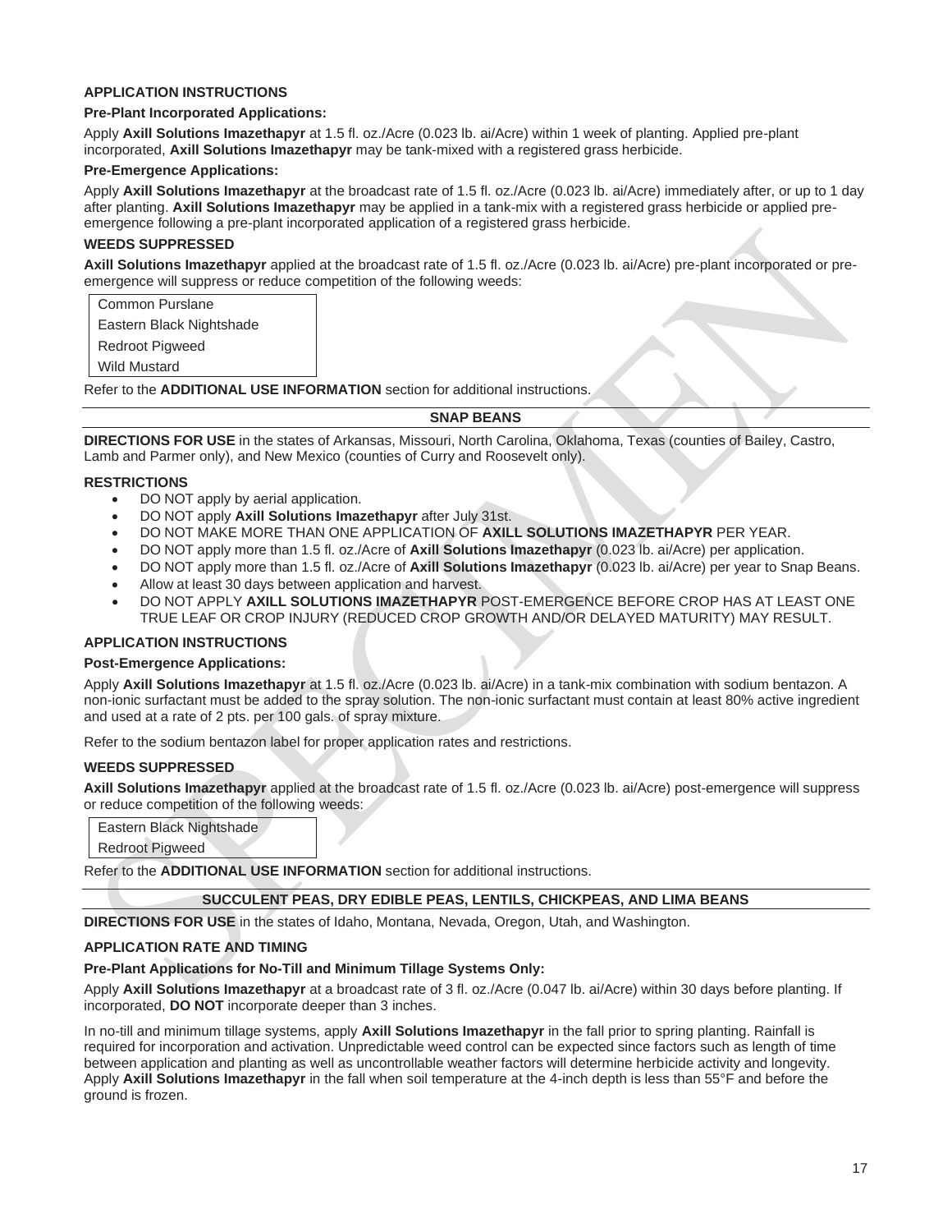### APPLICATION INSTRUCTIONS

**Pre-Plant Incorporated Applications:**

Apply **Axill Solutions Imazethapyr** at 1.5 fl. oz./Acre (0.023 lb. ai/Acre) within 1 week of planting. Applied pre-plant incorporated, **Axill Solutions Imazethapyr** may be tank-mixed with a registered grass herbicide.

**Pre-Emergence Applications:**

Apply **Axill Solutions Imazethapyr** at the broadcast rate of 1.5 fl. oz./Acre (0.023 lb. ai/Acre) immediately after, or up to 1 day after planting. **Axill Solutions Imazethapyr** may be applied in a tank-mix with a registered grass herbicide or applied pre-emergence following a pre-plant incorporated application of a registered grass herbicide.

### WEEDS SUPPRESSED

**Axill Solutions Imazethapyr** applied at the broadcast rate of 1.5 fl. oz./Acre (0.023 lb. ai/Acre) pre-plant incorporated or pre-emergence will suppress or reduce competition of the following weeds:

| Common Purslane |
|---|
| Eastern Black Nightshade |
| Redroot Pigweed |
| Wild Mustard |

Refer to the **ADDITIONAL USE INFORMATION** section for additional instructions.

## SNAP BEANS

**DIRECTIONS FOR USE** in the states of Arkansas, Missouri, North Carolina, Oklahoma, Texas (counties of Bailey, Castro, Lamb and Parmer only), and New Mexico (counties of Curry and Roosevelt only).

### RESTRICTIONS

- DO NOT apply by aerial application.
- DO NOT apply **Axill Solutions Imazethapyr** after July 31st.
- DO NOT MAKE MORE THAN ONE APPLICATION OF **AXILL SOLUTIONS IMAZETHAPYR** PER YEAR.
- DO NOT apply more than 1.5 fl. oz./Acre of **Axill Solutions Imazethapyr** (0.023 lb. ai/Acre) per application.
- DO NOT apply more than 1.5 fl. oz./Acre of **Axill Solutions Imazethapyr** (0.023 lb. ai/Acre) per year to Snap Beans.
- Allow at least 30 days between application and harvest.
- DO NOT APPLY **AXILL SOLUTIONS IMAZETHAPYR** POST-EMERGENCE BEFORE CROP HAS AT LEAST ONE TRUE LEAF OR CROP INJURY (REDUCED CROP GROWTH AND/OR DELAYED MATURITY) MAY RESULT.

### APPLICATION INSTRUCTIONS

**Post-Emergence Applications:**

Apply **Axill Solutions Imazethapyr** at 1.5 fl. oz./Acre (0.023 lb. ai/Acre) in a tank-mix combination with sodium bentazon. A non-ionic surfactant must be added to the spray solution. The non-ionic surfactant must contain at least 80% active ingredient and used at a rate of 2 pts. per 100 gals. of spray mixture.

Refer to the sodium bentazon label for proper application rates and restrictions.

### WEEDS SUPPRESSED

**Axill Solutions Imazethapyr** applied at the broadcast rate of 1.5 fl. oz./Acre (0.023 lb. ai/Acre) post-emergence will suppress or reduce competition of the following weeds:

| Eastern Black Nightshade |
|---|
| Redroot Pigweed |

Refer to the **ADDITIONAL USE INFORMATION** section for additional instructions.

## SUCCULENT PEAS, DRY EDIBLE PEAS, LENTILS, CHICKPEAS, AND LIMA BEANS

**DIRECTIONS FOR USE** in the states of Idaho, Montana, Nevada, Oregon, Utah, and Washington.

### APPLICATION RATE AND TIMING

**Pre-Plant Applications for No-Till and Minimum Tillage Systems Only:**

Apply **Axill Solutions Imazethapyr** at a broadcast rate of 3 fl. oz./Acre (0.047 lb. ai/Acre) within 30 days before planting. If incorporated, **DO NOT** incorporate deeper than 3 inches.

In no-till and minimum tillage systems, apply **Axill Solutions Imazethapyr** in the fall prior to spring planting. Rainfall is required for incorporation and activation. Unpredictable weed control can be expected since factors such as length of time between application and planting as well as uncontrollable weather factors will determine herbicide activity and longevity. Apply **Axill Solutions Imazethapyr** in the fall when soil temperature at the 4-inch depth is less than 55°F and before the ground is frozen.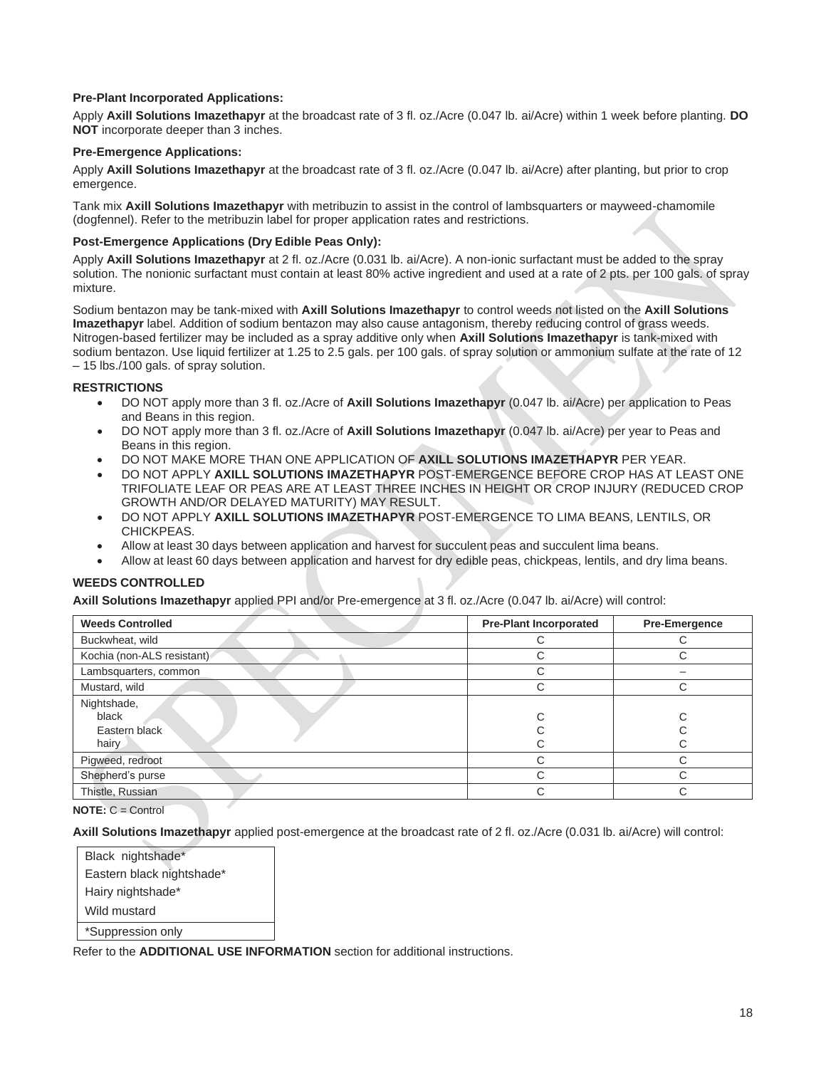**Pre-Plant Incorporated Applications:**

Apply **Axill Solutions Imazethapyr** at the broadcast rate of 3 fl. oz./Acre (0.047 lb. ai/Acre) within 1 week before planting. **DO NOT** incorporate deeper than 3 inches.

**Pre-Emergence Applications:**

Apply **Axill Solutions Imazethapyr** at the broadcast rate of 3 fl. oz./Acre (0.047 lb. ai/Acre) after planting, but prior to crop emergence.

Tank mix **Axill Solutions Imazethapyr** with metribuzin to assist in the control of lambsquarters or mayweed-chamomile (dogfennel). Refer to the metribuzin label for proper application rates and restrictions.

**Post-Emergence Applications (Dry Edible Peas Only):**

Apply **Axill Solutions Imazethapyr** at 2 fl. oz./Acre (0.031 lb. ai/Acre). A non-ionic surfactant must be added to the spray solution. The nonionic surfactant must contain at least 80% active ingredient and used at a rate of 2 pts. per 100 gals. of spray mixture.

Sodium bentazon may be tank-mixed with **Axill Solutions Imazethapyr** to control weeds not listed on the **Axill Solutions Imazethapyr** label. Addition of sodium bentazon may also cause antagonism, thereby reducing control of grass weeds. Nitrogen-based fertilizer may be included as a spray additive only when **Axill Solutions Imazethapyr** is tank-mixed with sodium bentazon. Use liquid fertilizer at 1.25 to 2.5 gals. per 100 gals. of spray solution or ammonium sulfate at the rate of 12 – 15 lbs./100 gals. of spray solution.

**RESTRICTIONS**

- DO NOT apply more than 3 fl. oz./Acre of **Axill Solutions Imazethapyr** (0.047 lb. ai/Acre) per application to Peas and Beans in this region.
- DO NOT apply more than 3 fl. oz./Acre of **Axill Solutions Imazethapyr** (0.047 lb. ai/Acre) per year to Peas and Beans in this region.
- DO NOT MAKE MORE THAN ONE APPLICATION OF **AXILL SOLUTIONS IMAZETHAPYR** PER YEAR.
- DO NOT APPLY **AXILL SOLUTIONS IMAZETHAPYR** POST-EMERGENCE BEFORE CROP HAS AT LEAST ONE TRIFOLIATE LEAF OR PEAS ARE AT LEAST THREE INCHES IN HEIGHT OR CROP INJURY (REDUCED CROP GROWTH AND/OR DELAYED MATURITY) MAY RESULT.
- DO NOT APPLY **AXILL SOLUTIONS IMAZETHAPYR** POST-EMERGENCE TO LIMA BEANS, LENTILS, OR CHICKPEAS.
- Allow at least 30 days between application and harvest for succulent peas and succulent lima beans.
- Allow at least 60 days between application and harvest for dry edible peas, chickpeas, lentils, and dry lima beans.

**WEEDS CONTROLLED**

**Axill Solutions Imazethapyr** applied PPI and/or Pre-emergence at 3 fl. oz./Acre (0.047 lb. ai/Acre) will control:

| Weeds Controlled | Pre-Plant Incorporated | Pre-Emergence |
|---|---|---|
| Buckwheat, wild | C | C |
| Kochia (non-ALS resistant) | C | C |
| Lambsquarters, common | C | – |
| Mustard, wild | C | C |
| Nightshade, | | |
| black | C | C |
| Eastern black | C | C |
| hairy | C | C |
| Pigweed, redroot | C | C |
| Shepherd's purse | C | C |
| Thistle, Russian | C | C |

**NOTE:** C = Control

**Axill Solutions Imazethapyr** applied post-emergence at the broadcast rate of 2 fl. oz./Acre (0.031 lb. ai/Acre) will control:

| |
|---|
| Black nightshade* |
| Eastern black nightshade* |
| Hairy nightshade* |
| Wild mustard |
| *Suppression only |

Refer to the **ADDITIONAL USE INFORMATION** section for additional instructions.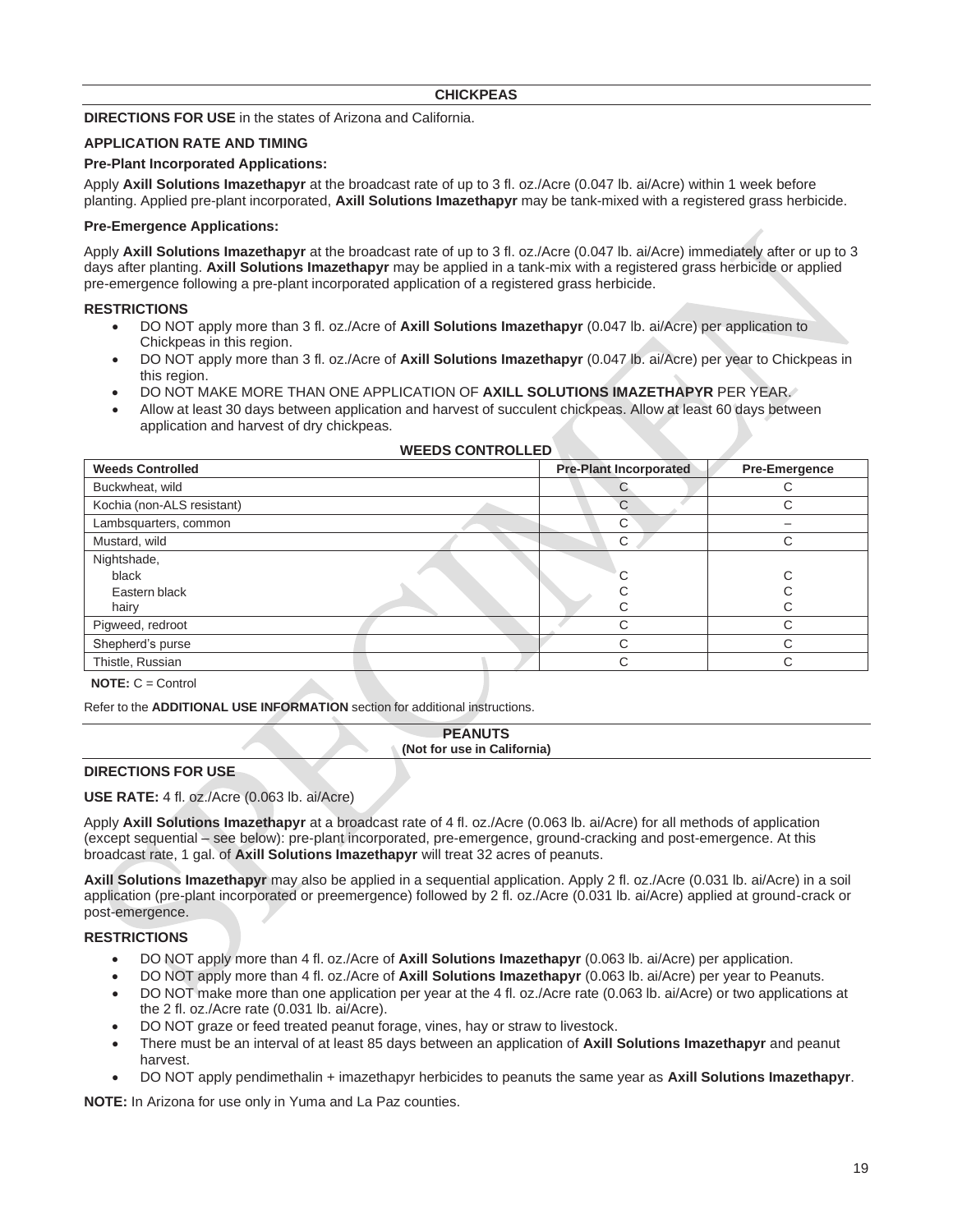## CHICKPEAS

**DIRECTIONS FOR USE** in the states of Arizona and California.

### APPLICATION RATE AND TIMING

**Pre-Plant Incorporated Applications:**

Apply **Axill Solutions Imazethapyr** at the broadcast rate of up to 3 fl. oz./Acre (0.047 lb. ai/Acre) within 1 week before planting. Applied pre-plant incorporated, **Axill Solutions Imazethapyr** may be tank-mixed with a registered grass herbicide.

**Pre-Emergence Applications:**

Apply **Axill Solutions Imazethapyr** at the broadcast rate of up to 3 fl. oz./Acre (0.047 lb. ai/Acre) immediately after or up to 3 days after planting. **Axill Solutions Imazethapyr** may be applied in a tank-mix with a registered grass herbicide or applied pre-emergence following a pre-plant incorporated application of a registered grass herbicide.

### RESTRICTIONS

- DO NOT apply more than 3 fl. oz./Acre of **Axill Solutions Imazethapyr** (0.047 lb. ai/Acre) per application to Chickpeas in this region.
- DO NOT apply more than 3 fl. oz./Acre of **Axill Solutions Imazethapyr** (0.047 lb. ai/Acre) per year to Chickpeas in this region.
- DO NOT MAKE MORE THAN ONE APPLICATION OF **AXILL SOLUTIONS IMAZETHAPYR** PER YEAR.
- Allow at least 30 days between application and harvest of succulent chickpeas. Allow at least 60 days between application and harvest of dry chickpeas.

**WEEDS CONTROLLED**

| Weeds Controlled | Pre-Plant Incorporated | Pre-Emergence |
|---|---|---|
| Buckwheat, wild | C | C |
| Kochia (non-ALS resistant) | C | C |
| Lambsquarters, common | C | – |
| Mustard, wild | C | C |
| Nightshade, | | |
| black | C | C |
| Eastern black | C | C |
| hairy | C | C |
| Pigweed, redroot | C | C |
| Shepherd's purse | C | C |
| Thistle, Russian | C | C |

**NOTE:** C = Control

Refer to the **ADDITIONAL USE INFORMATION** section for additional instructions.

## PEANUTS
**(Not for use in California)**

### DIRECTIONS FOR USE

**USE RATE:** 4 fl. oz./Acre (0.063 lb. ai/Acre)

Apply **Axill Solutions Imazethapyr** at a broadcast rate of 4 fl. oz./Acre (0.063 lb. ai/Acre) for all methods of application (except sequential – see below): pre-plant incorporated, pre-emergence, ground-cracking and post-emergence. At this broadcast rate, 1 gal. of **Axill Solutions Imazethapyr** will treat 32 acres of peanuts.

**Axill Solutions Imazethapyr** may also be applied in a sequential application. Apply 2 fl. oz./Acre (0.031 lb. ai/Acre) in a soil application (pre-plant incorporated or preemergence) followed by 2 fl. oz./Acre (0.031 lb. ai/Acre) applied at ground-crack or post-emergence.

### RESTRICTIONS

- DO NOT apply more than 4 fl. oz./Acre of **Axill Solutions Imazethapyr** (0.063 lb. ai/Acre) per application.
- DO NOT apply more than 4 fl. oz./Acre of **Axill Solutions Imazethapyr** (0.063 lb. ai/Acre) per year to Peanuts.
- DO NOT make more than one application per year at the 4 fl. oz./Acre rate (0.063 lb. ai/Acre) or two applications at the 2 fl. oz./Acre rate (0.031 lb. ai/Acre).
- DO NOT graze or feed treated peanut forage, vines, hay or straw to livestock.
- There must be an interval of at least 85 days between an application of **Axill Solutions Imazethapyr** and peanut harvest.
- DO NOT apply pendimethalin + imazethapyr herbicides to peanuts the same year as **Axill Solutions Imazethapyr**.

**NOTE:** In Arizona for use only in Yuma and La Paz counties.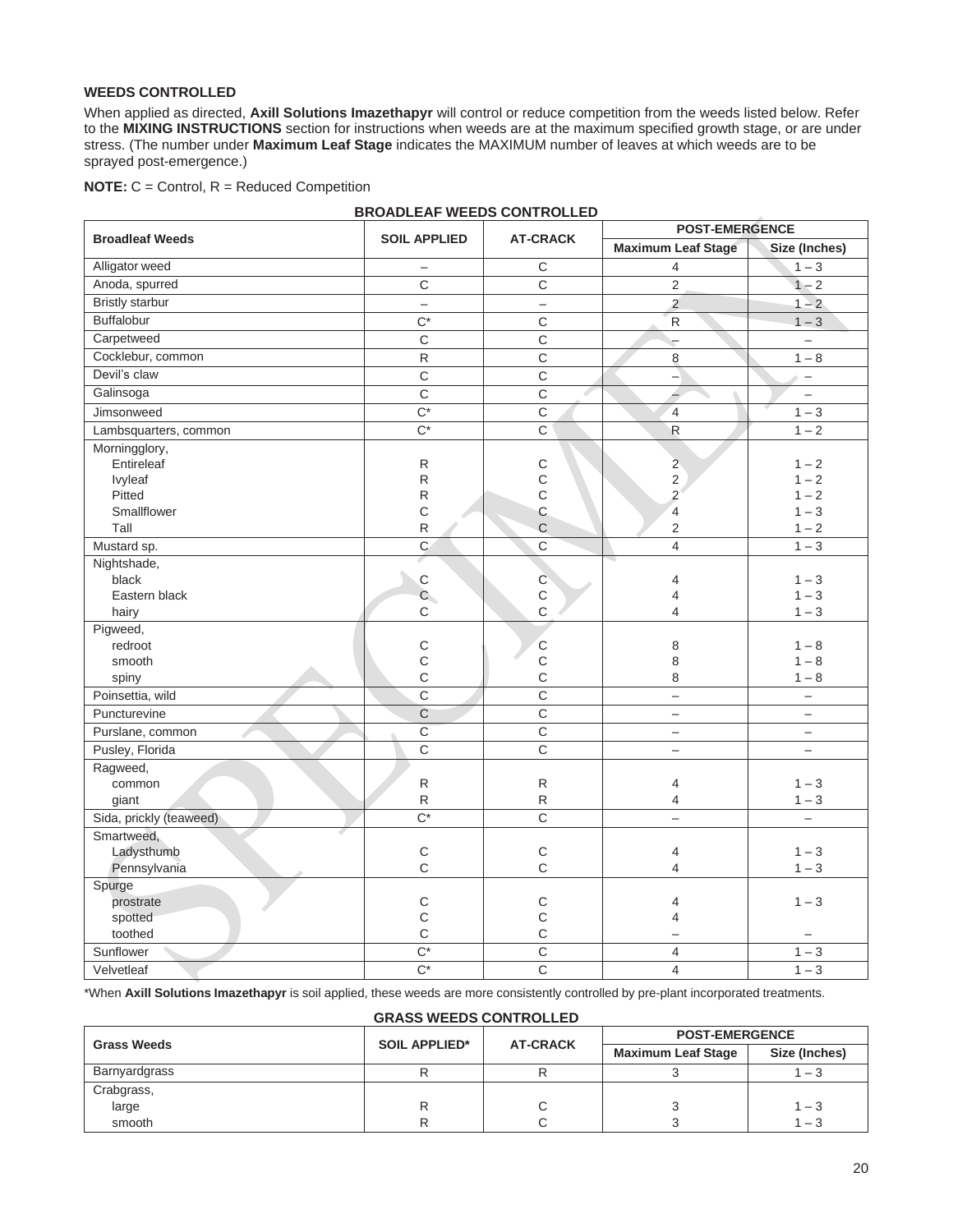### WEEDS CONTROLLED

When applied as directed, **Axill Solutions Imazethapyr** will control or reduce competition from the weeds listed below. Refer to the **MIXING INSTRUCTIONS** section for instructions when weeds are at the maximum specified growth stage, or are under stress. (The number under **Maximum Leaf Stage** indicates the MAXIMUM number of leaves at which weeds are to be sprayed post-emergence.)

**NOTE:** C = Control, R = Reduced Competition

**BROADLEAF WEEDS CONTROLLED**

| Broadleaf Weeds | SOIL APPLIED | AT-CRACK | POST-EMERGENCE | |
|---|---|---|---|---|
| | | | Maximum Leaf Stage | Size (Inches) |
| Alligator weed | – | C | 4 | 1 – 3 |
| Anoda, spurred | C | C | 2 | 1 – 2 |
| Bristly starbur | – | – | 2 | 1 – 2 |
| Buffalobur | C* | C | R | 1 – 3 |
| Carpetweed | C | C | – | – |
| Cocklebur, common | R | C | 8 | 1 – 8 |
| Devil's claw | C | C | – | – |
| Galinsoga | C | C | – | – |
| Jimsonweed | C* | C | 4 | 1 – 3 |
| Lambsquarters, common | C* | C | R | 1 – 2 |
| Morningglory, | | | | |
| Entireleaf | R | C | 2 | 1 – 2 |
| Ivyleaf | R | C | 2 | 1 – 2 |
| Pitted | R | C | 2 | 1 – 2 |
| Smallflower | C | C | 4 | 1 – 3 |
| Tall | R | C | 2 | 1 – 2 |
| Mustard sp. | C | C | 4 | 1 – 3 |
| Nightshade, | | | | |
| black | C | C | 4 | 1 – 3 |
| Eastern black | C | C | 4 | 1 – 3 |
| hairy | C | C | 4 | 1 – 3 |
| Pigweed, | | | | |
| redroot | C | C | 8 | 1 – 8 |
| smooth | C | C | 8 | 1 – 8 |
| spiny | C | C | 8 | 1 – 8 |
| Poinsettia, wild | C | C | – | – |
| Puncturevine | C | C | – | – |
| Purslane, common | C | C | – | – |
| Pusley, Florida | C | C | – | – |
| Ragweed, | | | | |
| common | R | R | 4 | 1 – 3 |
| giant | R | R | 4 | 1 – 3 |
| Sida, prickly (teaweed) | C* | C | – | – |
| Smartweed, | | | | |
| Ladysthumb | C | C | 4 | 1 – 3 |
| Pennsylvania | C | C | 4 | 1 – 3 |
| Spurge | | | | |
| prostrate | C | C | 4 | 1 – 3 |
| spotted | C | C | 4 | |
| toothed | C | C | – | – |
| Sunflower | C* | C | 4 | 1 – 3 |
| Velvetleaf | C* | C | 4 | 1 – 3 |

*When **Axill Solutions Imazethapyr** is soil applied, these weeds are more consistently controlled by pre-plant incorporated treatments.

**GRASS WEEDS CONTROLLED**

| Grass Weeds | SOIL APPLIED* | AT-CRACK | POST-EMERGENCE | |
|---|---|---|---|---|
| | | | Maximum Leaf Stage | Size (Inches) |
| Barnyardgrass | R | R | 3 | 1 – 3 |
| Crabgrass, | | | | |
| large | R | C | 3 | 1 – 3 |
| smooth | R | C | 3 | 1 – 3 |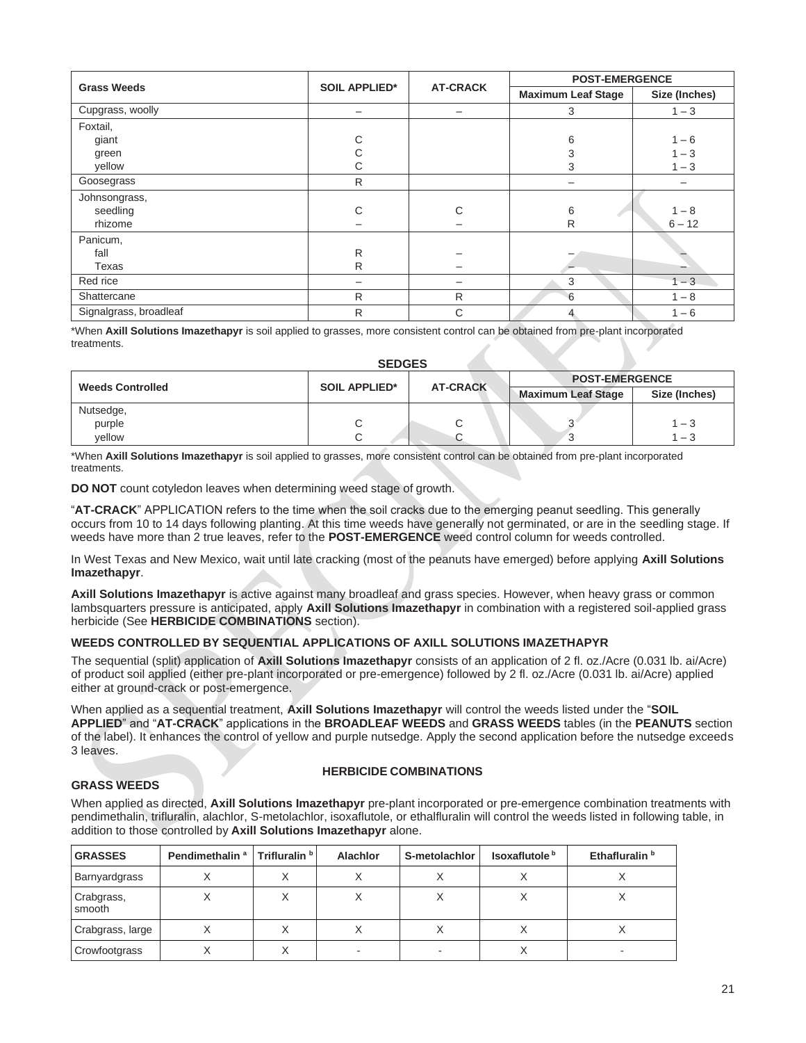| Grass Weeds | SOIL APPLIED* | AT-CRACK | POST-EMERGENCE | |
|---|---|---|---|---|
| | | | Maximum Leaf Stage | Size (Inches) |
| Cupgrass, woolly | – | – | 3 | 1 – 3 |
| Foxtail, | | | | |
| giant | C | | 6 | 1 – 6 |
| green | C | | 3 | 1 – 3 |
| yellow | C | | 3 | 1 – 3 |
| Goosegrass | R | | – | – |
| Johnsongrass, | | | | |
| seedling | C | C | 6 | 1 – 8 |
| rhizome | – | – | R | 6 – 12 |
| Panicum, | | | | |
| fall | R | – | – | – |
| Texas | R | – | – | – |
| Red rice | – | – | 3 | 1 – 3 |
| Shattercane | R | R | 6 | 1 – 8 |
| Signalgrass, broadleaf | R | C | 4 | 1 – 6 |

*When **Axill Solutions Imazethapyr** is soil applied to grasses, more consistent control can be obtained from pre-plant incorporated treatments.

**SEDGES**

| Weeds Controlled | SOIL APPLIED* | AT-CRACK | POST-EMERGENCE | |
|---|---|---|---|---|
| | | | Maximum Leaf Stage | Size (Inches) |
| Nutsedge, | | | | |
| purple | C | C | 3 | 1 – 3 |
| yellow | C | C | 3 | 1 – 3 |

*When **Axill Solutions Imazethapyr** is soil applied to grasses, more consistent control can be obtained from pre-plant incorporated treatments.

**DO NOT** count cotyledon leaves when determining weed stage of growth.

"**AT-CRACK**" APPLICATION refers to the time when the soil cracks due to the emerging peanut seedling. This generally occurs from 10 to 14 days following planting. At this time weeds have generally not germinated, or are in the seedling stage. If weeds have more than 2 true leaves, refer to the **POST-EMERGENCE** weed control column for weeds controlled.

In West Texas and New Mexico, wait until late cracking (most of the peanuts have emerged) before applying **Axill Solutions Imazethapyr**.

**Axill Solutions Imazethapyr** is active against many broadleaf and grass species. However, when heavy grass or common lambsquarters pressure is anticipated, apply **Axill Solutions Imazethapyr** in combination with a registered soil-applied grass herbicide (See **HERBICIDE COMBINATIONS** section).

**WEEDS CONTROLLED BY SEQUENTIAL APPLICATIONS OF AXILL SOLUTIONS IMAZETHAPYR**

The sequential (split) application of **Axill Solutions Imazethapyr** consists of an application of 2 fl. oz./Acre (0.031 lb. ai/Acre) of product soil applied (either pre-plant incorporated or pre-emergence) followed by 2 fl. oz./Acre (0.031 lb. ai/Acre) applied either at ground-crack or post-emergence.

When applied as a sequential treatment, **Axill Solutions Imazethapyr** will control the weeds listed under the "**SOIL APPLIED**" and "**AT-CRACK**" applications in the **BROADLEAF WEEDS** and **GRASS WEEDS** tables (in the **PEANUTS** section of the label). It enhances the control of yellow and purple nutsedge. Apply the second application before the nutsedge exceeds 3 leaves.

**HERBICIDE COMBINATIONS**

**GRASS WEEDS**

When applied as directed, **Axill Solutions Imazethapyr** pre-plant incorporated or pre-emergence combination treatments with pendimethalin, trifluralin, alachlor, S-metolachlor, isoxaflutole, or ethalfluralin will control the weeds listed in following table, in addition to those controlled by **Axill Solutions Imazethapyr** alone.

| GRASSES | Pendimethalin [a] | Trifluralin [b] | Alachlor | S-metolachlor | Isoxaflutole [b] | Ethafluralin [b] |
|---|---|---|---|---|---|---|
| Barnyardgrass | X | X | X | X | X | X |
| Crabgrass, smooth | X | X | X | X | X | X |
| Crabgrass, large | X | X | X | X | X | X |
| Crowfootgrass | X | X | - | - | X | - |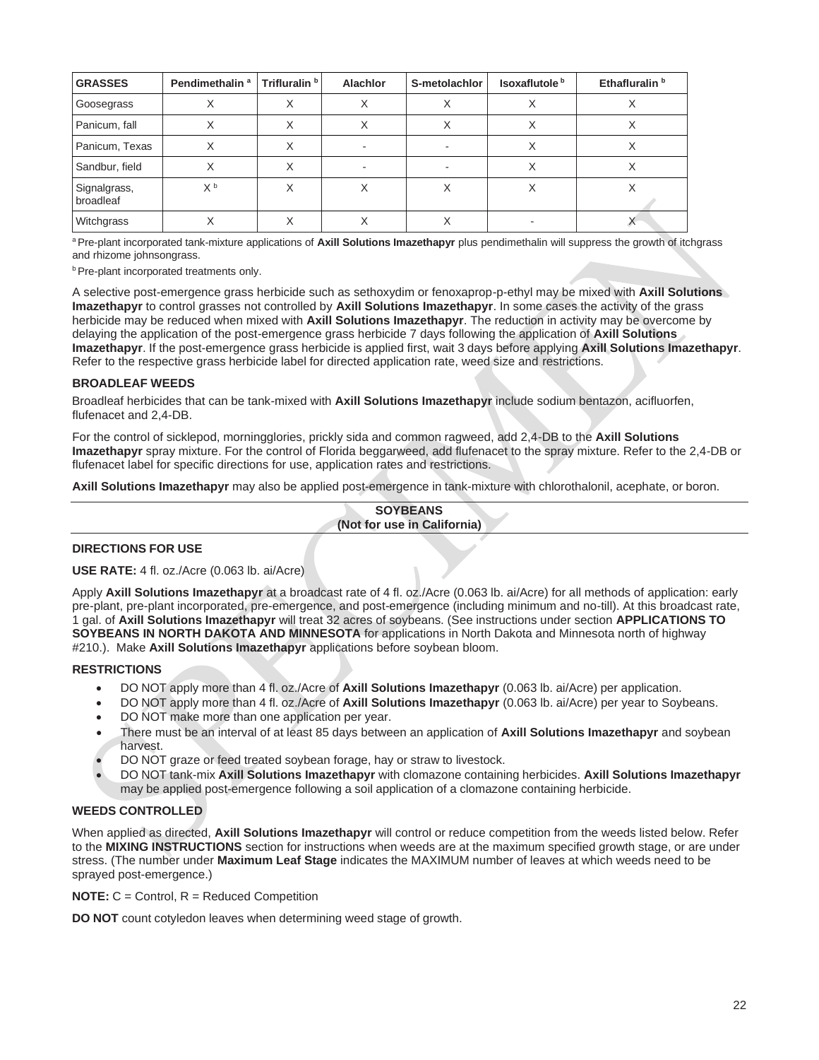| GRASSES | Pendimethalin [a] | Trifluralin [b] | Alachlor | S-metolachlor | Isoxaflutole [b] | Ethafluralin [b] |
|---|---|---|---|---|---|---|
| Goosegrass | X | X | X | X | X | X |
| Panicum, fall | X | X | X | X | X | X |
| Panicum, Texas | X | X | - | - | X | X |
| Sandbur, field | X | X | - | - | X | X |
| Signalgrass, broadleaf | X [b] | X | X | X | X | X |
| Witchgrass | X | X | X | X | - | X |

[a] Pre-plant incorporated tank-mixture applications of **Axill Solutions Imazethapyr** plus pendimethalin will suppress the growth of itchgrass and rhizome johnsongrass.

[b] Pre-plant incorporated treatments only.

A selective post-emergence grass herbicide such as sethoxydim or fenoxaprop-p-ethyl may be mixed with **Axill Solutions Imazethapyr** to control grasses not controlled by **Axill Solutions Imazethapyr**. In some cases the activity of the grass herbicide may be reduced when mixed with **Axill Solutions Imazethapyr**. The reduction in activity may be overcome by delaying the application of the post-emergence grass herbicide 7 days following the application of **Axill Solutions Imazethapyr**. If the post-emergence grass herbicide is applied first, wait 3 days before applying **Axill Solutions Imazethapyr**. Refer to the respective grass herbicide label for directed application rate, weed size and restrictions.

**BROADLEAF WEEDS**

Broadleaf herbicides that can be tank-mixed with **Axill Solutions Imazethapyr** include sodium bentazon, acifluorfen, flufenacet and 2,4-DB.

For the control of sicklepod, morningglories, prickly sida and common ragweed, add 2,4-DB to the **Axill Solutions Imazethapyr** spray mixture. For the control of Florida beggarweed, add flufenacet to the spray mixture. Refer to the 2,4-DB or flufenacet label for specific directions for use, application rates and restrictions.

**Axill Solutions Imazethapyr** may also be applied post-emergence in tank-mixture with chlorothalonil, acephate, or boron.

## SOYBEANS
**(Not for use in California)**

**DIRECTIONS FOR USE**

**USE RATE:** 4 fl. oz./Acre (0.063 lb. ai/Acre)

Apply **Axill Solutions Imazethapyr** at a broadcast rate of 4 fl. oz./Acre (0.063 lb. ai/Acre) for all methods of application: early pre-plant, pre-plant incorporated, pre-emergence, and post-emergence (including minimum and no-till). At this broadcast rate, 1 gal. of **Axill Solutions Imazethapyr** will treat 32 acres of soybeans. (See instructions under section **APPLICATIONS TO SOYBEANS IN NORTH DAKOTA AND MINNESOTA** for applications in North Dakota and Minnesota north of highway #210.). Make **Axill Solutions Imazethapyr** applications before soybean bloom.

**RESTRICTIONS**

- DO NOT apply more than 4 fl. oz./Acre of **Axill Solutions Imazethapyr** (0.063 lb. ai/Acre) per application.
- DO NOT apply more than 4 fl. oz./Acre of **Axill Solutions Imazethapyr** (0.063 lb. ai/Acre) per year to Soybeans.
- DO NOT make more than one application per year.
- There must be an interval of at least 85 days between an application of **Axill Solutions Imazethapyr** and soybean harvest.
- DO NOT graze or feed treated soybean forage, hay or straw to livestock.
- DO NOT tank-mix **Axill Solutions Imazethapyr** with clomazone containing herbicides. **Axill Solutions Imazethapyr** may be applied post-emergence following a soil application of a clomazone containing herbicide.

**WEEDS CONTROLLED**

When applied as directed, **Axill Solutions Imazethapyr** will control or reduce competition from the weeds listed below. Refer to the **MIXING INSTRUCTIONS** section for instructions when weeds are at the maximum specified growth stage, or are under stress. (The number under **Maximum Leaf Stage** indicates the MAXIMUM number of leaves at which weeds need to be sprayed post-emergence.)

**NOTE:** C = Control, R = Reduced Competition

**DO NOT** count cotyledon leaves when determining weed stage of growth.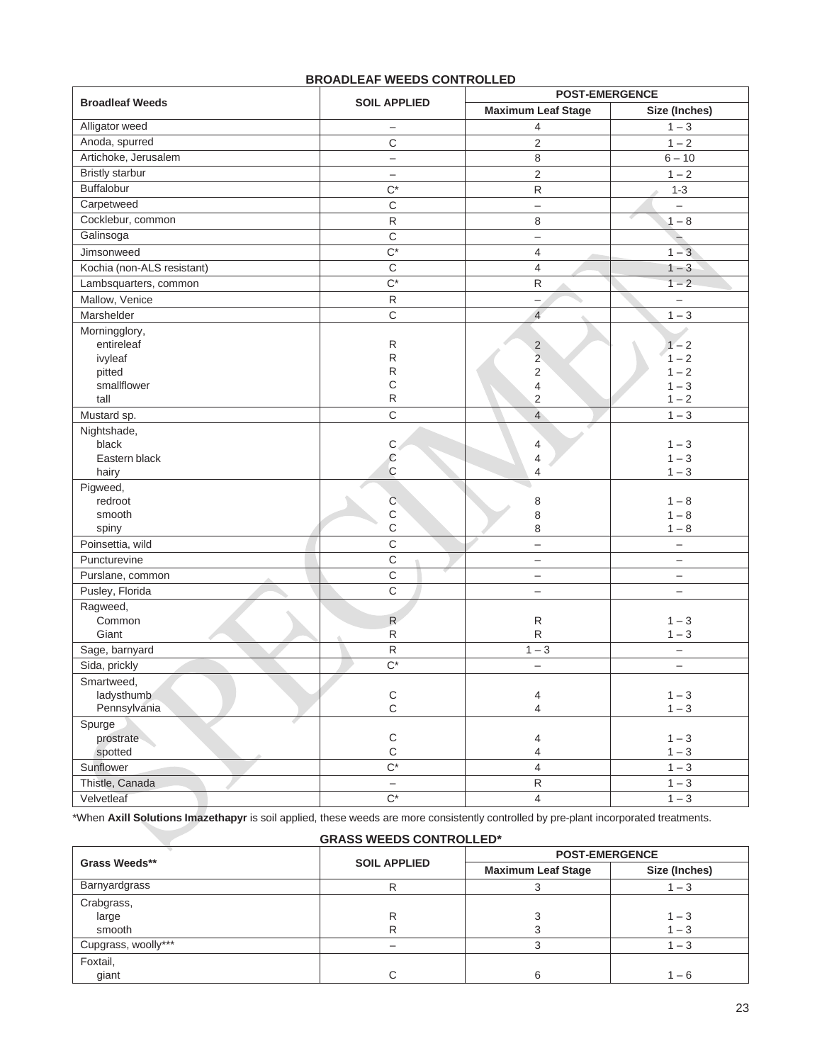### BROADLEAF WEEDS CONTROLLED

| Broadleaf Weeds | SOIL APPLIED | POST-EMERGENCE | |
|---|---|---|---|
| | | Maximum Leaf Stage | Size (Inches) |
| Alligator weed | – | 4 | 1 – 3 |
| Anoda, spurred | C | 2 | 1 – 2 |
| Artichoke, Jerusalem | – | 8 | 6 – 10 |
| Bristly starbur | – | 2 | 1 – 2 |
| Buffalobur | C* | R | 1-3 |
| Carpetweed | C | – | – |
| Cocklebur, common | R | 8 | 1 – 8 |
| Galinsoga | C | – | – |
| Jimsonweed | C* | 4 | 1 – 3 |
| Kochia (non-ALS resistant) | C | 4 | 1 – 3 |
| Lambsquarters, common | C* | R | 1 – 2 |
| Mallow, Venice | R | – | – |
| Marshelder | C | 4 | 1 – 3 |
| Morningglory, | | | |
| entireleaf | R | 2 | 1 – 2 |
| ivyleaf | R | 2 | 1 – 2 |
| pitted | R | 2 | 1 – 2 |
| smallflower | C | 4 | 1 – 3 |
| tall | R | 2 | 1 – 2 |
| Mustard sp. | C | 4 | 1 – 3 |
| Nightshade, | | | |
| black | C | 4 | 1 – 3 |
| Eastern black | C | 4 | 1 – 3 |
| hairy | C | 4 | 1 – 3 |
| Pigweed, | | | |
| redroot | C | 8 | 1 – 8 |
| smooth | C | 8 | 1 – 8 |
| spiny | C | 8 | 1 – 8 |
| Poinsettia, wild | C | – | – |
| Puncturevine | C | – | – |
| Purslane, common | C | – | – |
| Pusley, Florida | C | – | – |
| Ragweed, | | | |
| Common | R | R | 1 – 3 |
| Giant | R | R | 1 – 3 |
| Sage, barnyard | R | 1 – 3 | – |
| Sida, prickly | C* | – | – |
| Smartweed, | | | |
| ladysthumb | C | 4 | 1 – 3 |
| Pennsylvania | C | 4 | 1 – 3 |
| Spurge | | | |
| prostrate | C | 4 | 1 – 3 |
| spotted | C | 4 | 1 – 3 |
| Sunflower | C* | 4 | 1 – 3 |
| Thistle, Canada | – | R | 1 – 3 |
| Velvetleaf | C* | 4 | 1 – 3 |

*When **Axill Solutions Imazethapyr** is soil applied, these weeds are more consistently controlled by pre-plant incorporated treatments.

### GRASS WEEDS CONTROLLED*

| Grass Weeds** | SOIL APPLIED | POST-EMERGENCE | |
|---|---|---|---|
| | | Maximum Leaf Stage | Size (Inches) |
| Barnyardgrass | R | 3 | 1 – 3 |
| Crabgrass, | | | |
| large | R | 3 | 1 – 3 |
| smooth | R | 3 | 1 – 3 |
| Cupgrass, woolly*** | – | 3 | 1 – 3 |
| Foxtail, | | | |
| giant | C | 6 | 1 – 6 |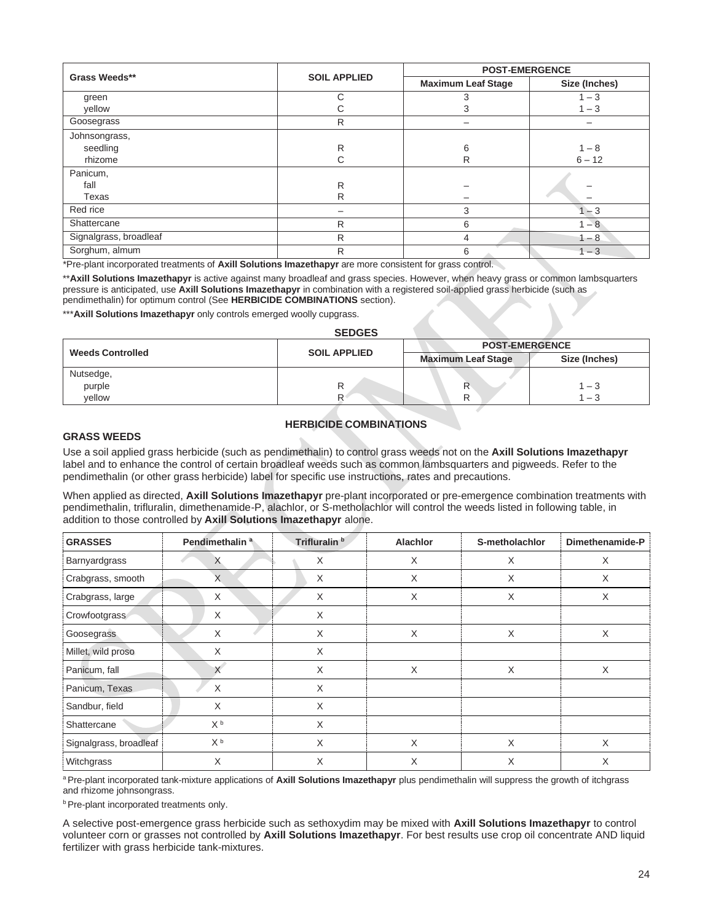| Grass Weeds** | SOIL APPLIED | POST-EMERGENCE | |
|---|---|---|---|
| | | Maximum Leaf Stage | Size (Inches) |
| green | C | 3 | 1 – 3 |
| yellow | C | 3 | 1 – 3 |
| Goosegrass | R | – | – |
| Johnsongrass, | | | |
| seedling | R | 6 | 1 – 8 |
| rhizome | C | R | 6 – 12 |
| Panicum, | | | |
| fall | R | – | – |
| Texas | R | – | – |
| Red rice | – | 3 | 1 – 3 |
| Shattercane | R | 6 | 1 – 8 |
| Signalgrass, broadleaf | R | 4 | 1 – 8 |
| Sorghum, almum | R | 6 | 1 – 3 |

*Pre-plant incorporated treatments of **Axill Solutions Imazethapyr** are more consistent for grass control.

****Axill Solutions Imazethapyr** is active against many broadleaf and grass species. However, when heavy grass or common lambsquarters pressure is anticipated, use **Axill Solutions Imazethapyr** in combination with a registered soil-applied grass herbicide (such as pendimethalin) for optimum control (See **HERBICIDE COMBINATIONS** section).

*****Axill Solutions Imazethapyr** only controls emerged woolly cupgrass.

**SEDGES**

| Weeds Controlled | SOIL APPLIED | POST-EMERGENCE | |
|---|---|---|---|
| | | Maximum Leaf Stage | Size (Inches) |
| Nutsedge, | | | |
| purple | R | R | 1 – 3 |
| yellow | R | R | 1 – 3 |

## HERBICIDE COMBINATIONS

### GRASS WEEDS

Use a soil applied grass herbicide (such as pendimethalin) to control grass weeds not on the **Axill Solutions Imazethapyr** label and to enhance the control of certain broadleaf weeds such as common lambsquarters and pigweeds. Refer to the pendimethalin (or other grass herbicide) label for specific use instructions, rates and precautions.

When applied as directed, **Axill Solutions Imazethapyr** pre-plant incorporated or pre-emergence combination treatments with pendimethalin, trifluralin, dimethenamide-P, alachlor, or S-metholachlor will control the weeds listed in following table, in addition to those controlled by **Axill Solutions Imazethapyr** alone.

| GRASSES | Pendimethalin [a] | Trifluralin [b] | Alachlor | S-metholachlor | Dimethenamide-P |
|---|---|---|---|---|---|
| Barnyardgrass | X | X | X | X | X |
| Crabgrass, smooth | X | X | X | X | X |
| Crabgrass, large | X | X | X | X | X |
| Crowfootgrass | X | X | | | |
| Goosegrass | X | X | X | X | X |
| Millet, wild proso | X | X | | | |
| Panicum, fall | X | X | X | X | X |
| Panicum, Texas | X | X | | | |
| Sandbur, field | X | X | | | |
| Shattercane | X [b] | X | | | |
| Signalgrass, broadleaf | X [b] | X | X | X | X |
| Witchgrass | X | X | X | X | X |

[a] Pre-plant incorporated tank-mixture applications of **Axill Solutions Imazethapyr** plus pendimethalin will suppress the growth of itchgrass and rhizome johnsongrass.

[b] Pre-plant incorporated treatments only.

A selective post-emergence grass herbicide such as sethoxydim may be mixed with **Axill Solutions Imazethapyr** to control volunteer corn or grasses not controlled by **Axill Solutions Imazethapyr**. For best results use crop oil concentrate AND liquid fertilizer with grass herbicide tank-mixtures.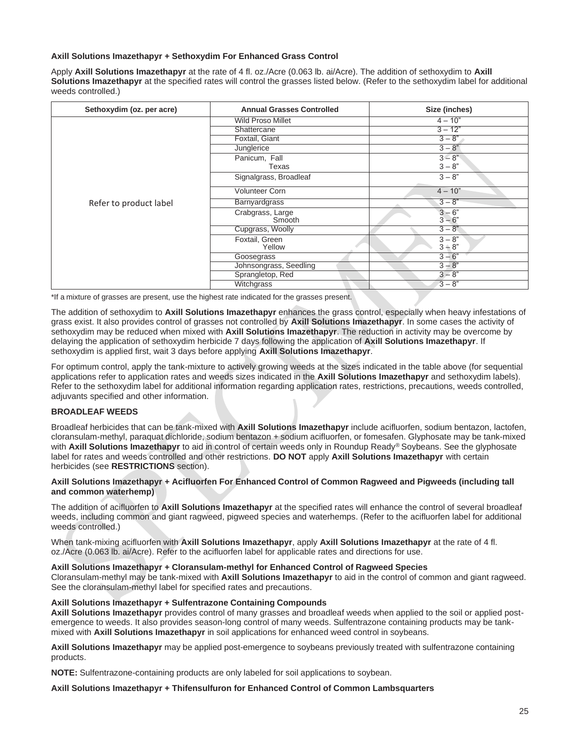**Axill Solutions Imazethapyr + Sethoxydim For Enhanced Grass Control**

Apply **Axill Solutions Imazethapyr** at the rate of 4 fl. oz./Acre (0.063 lb. ai/Acre). The addition of sethoxydim to **Axill Solutions Imazethapyr** at the specified rates will control the grasses listed below. (Refer to the sethoxydim label for additional weeds controlled.)

| Sethoxydim (oz. per acre) | Annual Grasses Controlled | Size (inches) |
|---|---|---|
| Refer to product label | Wild Proso Millet | 4 – 10" |
| | Shattercane | 3 – 12" |
| | Foxtail, Giant | 3 – 8" |
| | Junglerice | 3 – 8" |
| | Panicum, Fall<br>Texas | 3 – 8"<br>3 – 8" |
| | Signalgrass, Broadleaf | 3 – 8" |
| | Volunteer Corn | 4 – 10" |
| | Barnyardgrass | 3 – 8" |
| | Crabgrass, Large<br>Smooth | 3 – 6"<br>3 – 6" |
| | Cupgrass, Woolly | 3 – 8" |
| | Foxtail, Green<br>Yellow | 3 – 8"<br>3 – 8" |
| | Goosegrass | 3 – 6" |
| | Johnsongrass, Seedling | 3 – 8" |
| | Sprangletop, Red | 3 – 8" |
| | Witchgrass | 3 – 8" |

*If a mixture of grasses are present, use the highest rate indicated for the grasses present.

The addition of sethoxydim to **Axill Solutions Imazethapyr** enhances the grass control, especially when heavy infestations of grass exist. It also provides control of grasses not controlled by **Axill Solutions Imazethapyr**. In some cases the activity of sethoxydim may be reduced when mixed with **Axill Solutions Imazethapyr**. The reduction in activity may be overcome by delaying the application of sethoxydim herbicide 7 days following the application of **Axill Solutions Imazethapyr**. If sethoxydim is applied first, wait 3 days before applying **Axill Solutions Imazethapyr**.

For optimum control, apply the tank-mixture to actively growing weeds at the sizes indicated in the table above (for sequential applications refer to application rates and weeds sizes indicated in the **Axill Solutions Imazethapyr** and sethoxydim labels). Refer to the sethoxydim label for additional information regarding application rates, restrictions, precautions, weeds controlled, adjuvants specified and other information.

**BROADLEAF WEEDS**

Broadleaf herbicides that can be tank-mixed with **Axill Solutions Imazethapyr** include acifluorfen, sodium bentazon, lactofen, cloransulam-methyl, paraquat dichloride, sodium bentazon + sodium acifluorfen, or fomesafen. Glyphosate may be tank-mixed with **Axill Solutions Imazethapyr** to aid in control of certain weeds only in Roundup Ready® Soybeans. See the glyphosate label for rates and weeds controlled and other restrictions. **DO NOT** apply **Axill Solutions Imazethapyr** with certain herbicides (see **RESTRICTIONS** section).

**Axill Solutions Imazethapyr + Acifluorfen For Enhanced Control of Common Ragweed and Pigweeds (including tall and common waterhemp)**

The addition of acifluorfen to **Axill Solutions Imazethapyr** at the specified rates will enhance the control of several broadleaf weeds, including common and giant ragweed, pigweed species and waterhemps. (Refer to the acifluorfen label for additional weeds controlled.)

When tank-mixing acifluorfen with **Axill Solutions Imazethapyr**, apply **Axill Solutions Imazethapyr** at the rate of 4 fl. oz./Acre (0.063 lb. ai/Acre). Refer to the acifluorfen label for applicable rates and directions for use.

**Axill Solutions Imazethapyr + Cloransulam-methyl for Enhanced Control of Ragweed Species**
Cloransulam-methyl may be tank-mixed with **Axill Solutions Imazethapyr** to aid in the control of common and giant ragweed. See the cloransulam-methyl label for specified rates and precautions.

**Axill Solutions Imazethapyr + Sulfentrazone Containing Compounds**
**Axill Solutions Imazethapyr** provides control of many grasses and broadleaf weeds when applied to the soil or applied post-emergence to weeds. It also provides season-long control of many weeds. Sulfentrazone containing products may be tank-mixed with **Axill Solutions Imazethapyr** in soil applications for enhanced weed control in soybeans.

**Axill Solutions Imazethapyr** may be applied post-emergence to soybeans previously treated with sulfentrazone containing products.

**NOTE:** Sulfentrazone-containing products are only labeled for soil applications to soybean.

**Axill Solutions Imazethapyr + Thifensulfuron for Enhanced Control of Common Lambsquarters**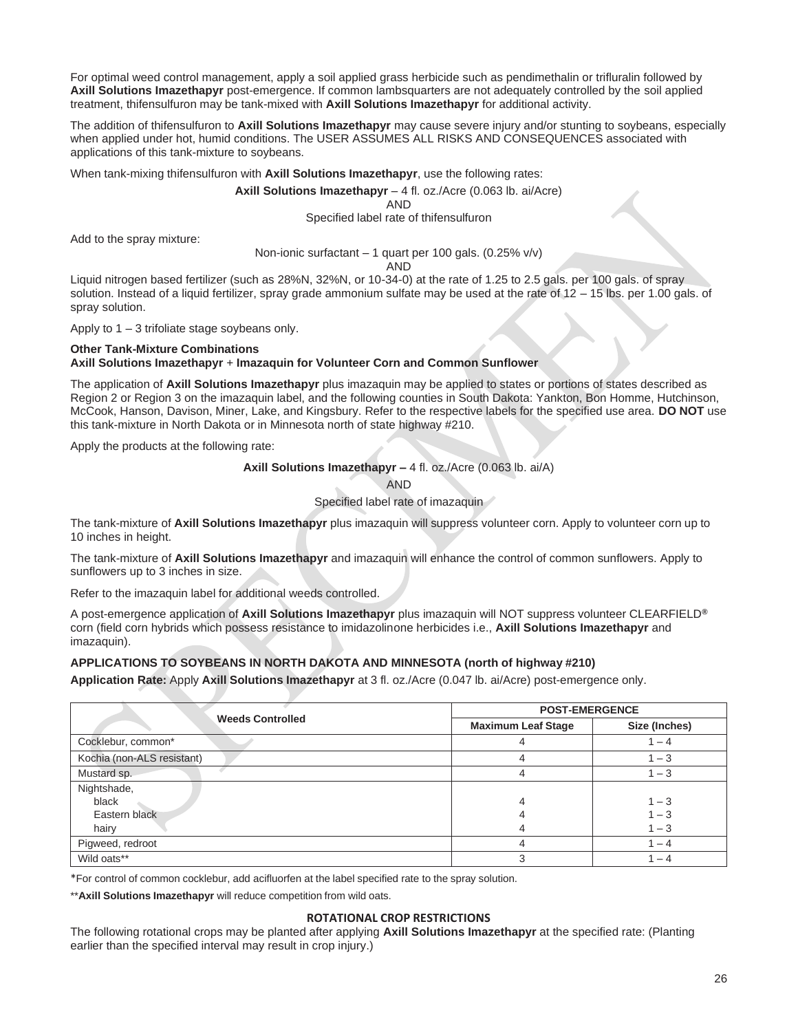For optimal weed control management, apply a soil applied grass herbicide such as pendimethalin or trifluralin followed by **Axill Solutions Imazethapyr** post-emergence. If common lambsquarters are not adequately controlled by the soil applied treatment, thifensulfuron may be tank-mixed with **Axill Solutions Imazethapyr** for additional activity.

The addition of thifensulfuron to **Axill Solutions Imazethapyr** may cause severe injury and/or stunting to soybeans, especially when applied under hot, humid conditions. The USER ASSUMES ALL RISKS AND CONSEQUENCES associated with applications of this tank-mixture to soybeans.

When tank-mixing thifensulfuron with **Axill Solutions Imazethapyr**, use the following rates:

**Axill Solutions Imazethapyr** – 4 fl. oz./Acre (0.063 lb. ai/Acre)
AND
Specified label rate of thifensulfuron

Add to the spray mixture:

Non-ionic surfactant – 1 quart per 100 gals. (0.25% v/v)
AND

Liquid nitrogen based fertilizer (such as 28%N, 32%N, or 10-34-0) at the rate of 1.25 to 2.5 gals. per 100 gals. of spray solution. Instead of a liquid fertilizer, spray grade ammonium sulfate may be used at the rate of 12 – 15 lbs. per 1.00 gals. of spray solution.

Apply to 1 – 3 trifoliate stage soybeans only.

**Other Tank-Mixture Combinations**
**Axill Solutions Imazethapyr + Imazaquin for Volunteer Corn and Common Sunflower**

The application of **Axill Solutions Imazethapyr** plus imazaquin may be applied to states or portions of states described as Region 2 or Region 3 on the imazaquin label, and the following counties in South Dakota: Yankton, Bon Homme, Hutchinson, McCook, Hanson, Davison, Miner, Lake, and Kingsbury. Refer to the respective labels for the specified use area. **DO NOT** use this tank-mixture in North Dakota or in Minnesota north of state highway #210.

Apply the products at the following rate:

**Axill Solutions Imazethapyr –** 4 fl. oz./Acre (0.063 lb. ai/A)
AND
Specified label rate of imazaquin

The tank-mixture of **Axill Solutions Imazethapyr** plus imazaquin will suppress volunteer corn. Apply to volunteer corn up to 10 inches in height.

The tank-mixture of **Axill Solutions Imazethapyr** and imazaquin will enhance the control of common sunflowers. Apply to sunflowers up to 3 inches in size.

Refer to the imazaquin label for additional weeds controlled.

A post-emergence application of **Axill Solutions Imazethapyr** plus imazaquin will NOT suppress volunteer CLEARFIELD® corn (field corn hybrids which possess resistance to imidazolinone herbicides i.e., **Axill Solutions Imazethapyr** and imazaquin).

**APPLICATIONS TO SOYBEANS IN NORTH DAKOTA AND MINNESOTA (north of highway #210)**

**Application Rate:** Apply **Axill Solutions Imazethapyr** at 3 fl. oz./Acre (0.047 lb. ai/Acre) post-emergence only.

| Weeds Controlled | POST-EMERGENCE | |
|---|---|---|
| | Maximum Leaf Stage | Size (Inches) |
| Cocklebur, common* | 4 | 1 – 4 |
| Kochia (non-ALS resistant) | 4 | 1 – 3 |
| Mustard sp. | 4 | 1 – 3 |
| Nightshade, | | |
| black | 4 | 1 – 3 |
| Eastern black | 4 | 1 – 3 |
| hairy | 4 | 1 – 3 |
| Pigweed, redroot | 4 | 1 – 4 |
| Wild oats** | 3 | 1 – 4 |

*For control of common cocklebur, add acifluorfen at the label specified rate to the spray solution.

****Axill Solutions Imazethapyr** will reduce competition from wild oats.

**ROTATIONAL CROP RESTRICTIONS**

The following rotational crops may be planted after applying **Axill Solutions Imazethapyr** at the specified rate: (Planting earlier than the specified interval may result in crop injury.)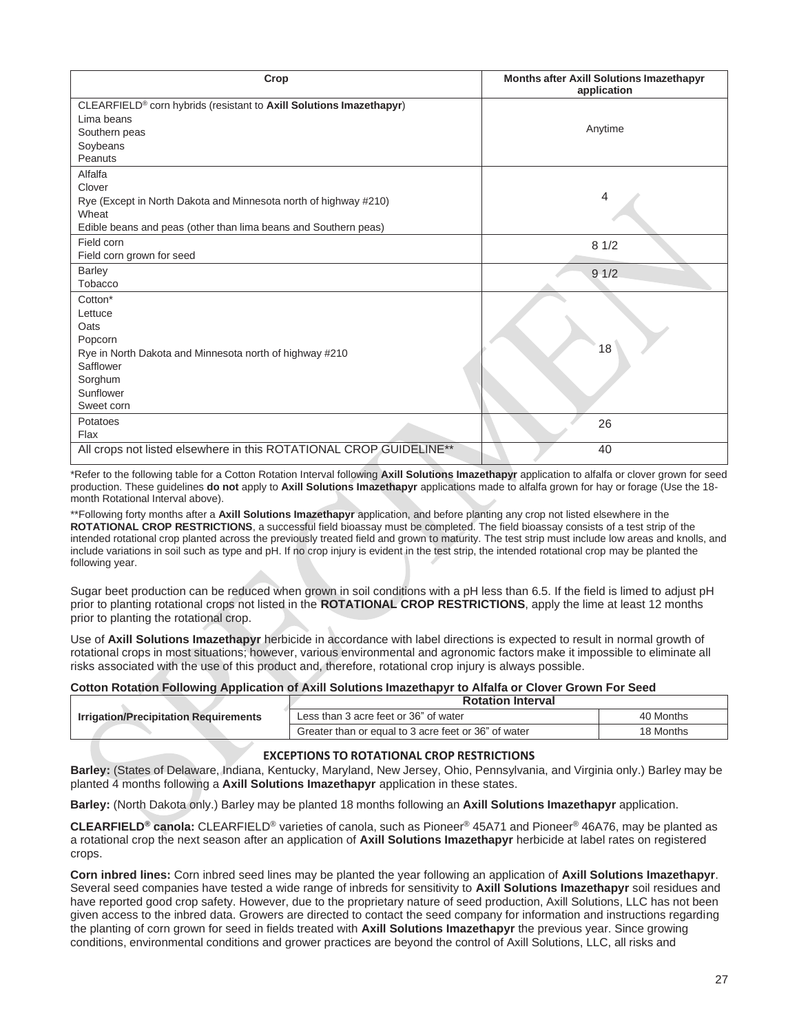| Crop | Months after Axill Solutions Imazethapyr application |
|---|---|
| CLEARFIELD® corn hybrids (resistant to **Axill Solutions Imazethapyr**)<br>Lima beans<br>Southern peas<br>Soybeans<br>Peanuts | Anytime |
| Alfalfa<br>Clover<br>Rye (Except in North Dakota and Minnesota north of highway #210)<br>Wheat<br>Edible beans and peas (other than lima beans and Southern peas) | 4 |
| Field corn<br>Field corn grown for seed | 8 1/2 |
| Barley<br>Tobacco | 9 1/2 |
| Cotton*<br>Lettuce<br>Oats<br>Popcorn<br>Rye in North Dakota and Minnesota north of highway #210<br>Safflower<br>Sorghum<br>Sunflower<br>Sweet corn | 18 |
| Potatoes<br>Flax | 26 |
| All crops not listed elsewhere in this ROTATIONAL CROP GUIDELINE** | 40 |

*Refer to the following table for a Cotton Rotation Interval following **Axill Solutions Imazethapyr** application to alfalfa or clover grown for seed production. These guidelines **do not** apply to **Axill Solutions Imazethapyr** applications made to alfalfa grown for hay or forage (Use the 18-month Rotational Interval above).

**Following forty months after a **Axill Solutions Imazethapyr** application, and before planting any crop not listed elsewhere in the **ROTATIONAL CROP RESTRICTIONS**, a successful field bioassay must be completed. The field bioassay consists of a test strip of the intended rotational crop planted across the previously treated field and grown to maturity. The test strip must include low areas and knolls, and include variations in soil such as type and pH. If no crop injury is evident in the test strip, the intended rotational crop may be planted the following year.

Sugar beet production can be reduced when grown in soil conditions with a pH less than 6.5. If the field is limed to adjust pH prior to planting rotational crops not listed in the **ROTATIONAL CROP RESTRICTIONS**, apply the lime at least 12 months prior to planting the rotational crop.

Use of **Axill Solutions Imazethapyr** herbicide in accordance with label directions is expected to result in normal growth of rotational crops in most situations; however, various environmental and agronomic factors make it impossible to eliminate all risks associated with the use of this product and, therefore, rotational crop injury is always possible.

**Cotton Rotation Following Application of Axill Solutions Imazethapyr to Alfalfa or Clover Grown For Seed**

| Irrigation/Precipitation Requirements | Rotation Interval | |
|---|---|---|
| | Less than 3 acre feet or 36" of water | 40 Months |
| | Greater than or equal to 3 acre feet or 36" of water | 18 Months |

**EXCEPTIONS TO ROTATIONAL CROP RESTRICTIONS**

**Barley:** (States of Delaware, Indiana, Kentucky, Maryland, New Jersey, Ohio, Pennsylvania, and Virginia only.) Barley may be planted 4 months following a **Axill Solutions Imazethapyr** application in these states.

**Barley:** (North Dakota only.) Barley may be planted 18 months following an **Axill Solutions Imazethapyr** application.

**CLEARFIELD® canola:** CLEARFIELD® varieties of canola, such as Pioneer® 45A71 and Pioneer® 46A76, may be planted as a rotational crop the next season after an application of **Axill Solutions Imazethapyr** herbicide at label rates on registered crops.

**Corn inbred lines:** Corn inbred seed lines may be planted the year following an application of **Axill Solutions Imazethapyr**. Several seed companies have tested a wide range of inbreds for sensitivity to **Axill Solutions Imazethapyr** soil residues and have reported good crop safety. However, due to the proprietary nature of seed production, Axill Solutions, LLC has not been given access to the inbred data. Growers are directed to contact the seed company for information and instructions regarding the planting of corn grown for seed in fields treated with **Axill Solutions Imazethapyr** the previous year. Since growing conditions, environmental conditions and grower practices are beyond the control of Axill Solutions, LLC, all risks and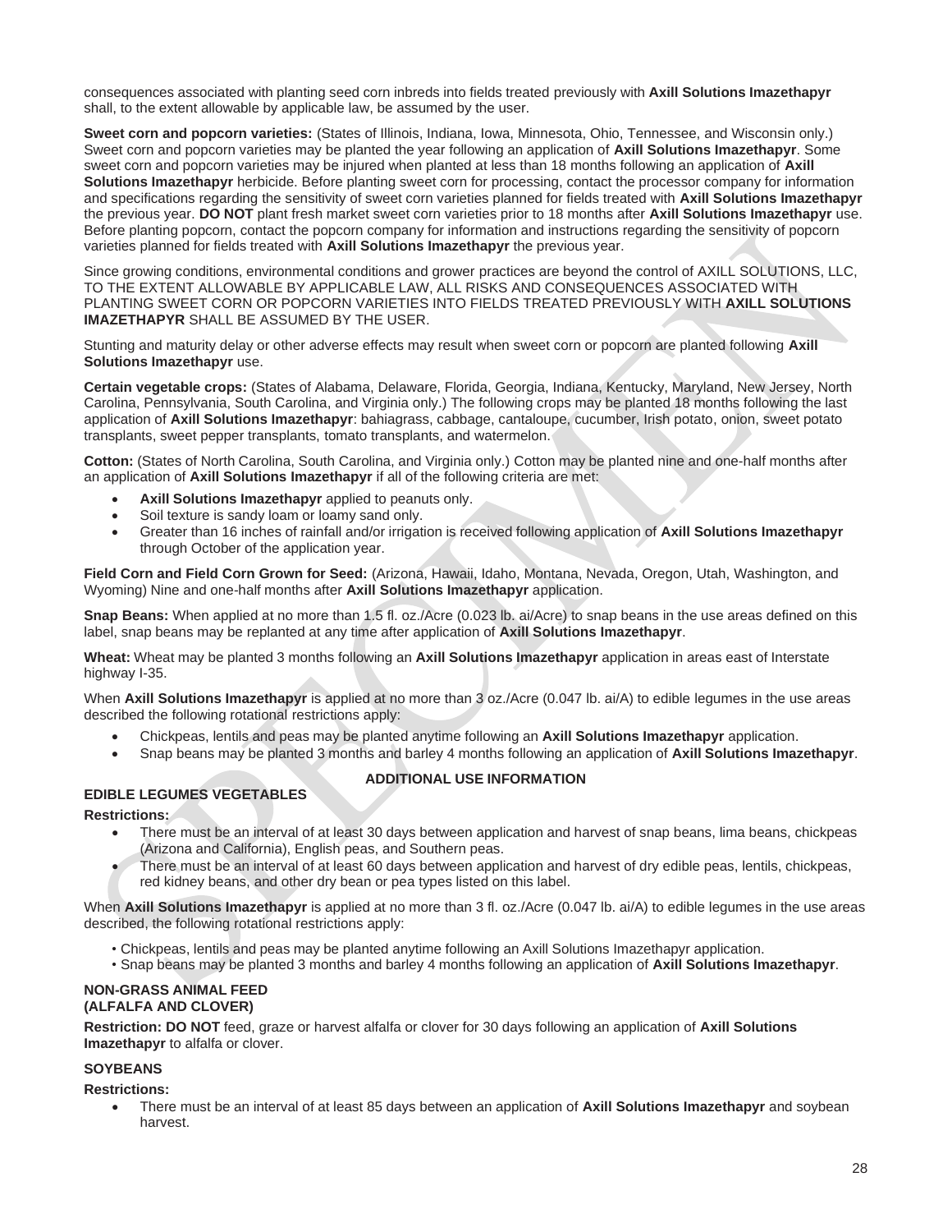consequences associated with planting seed corn inbreds into fields treated previously with **Axill Solutions Imazethapyr** shall, to the extent allowable by applicable law, be assumed by the user.

**Sweet corn and popcorn varieties:** (States of Illinois, Indiana, Iowa, Minnesota, Ohio, Tennessee, and Wisconsin only.) Sweet corn and popcorn varieties may be planted the year following an application of **Axill Solutions Imazethapyr**. Some sweet corn and popcorn varieties may be injured when planted at less than 18 months following an application of **Axill Solutions Imazethapyr** herbicide. Before planting sweet corn for processing, contact the processor company for information and specifications regarding the sensitivity of sweet corn varieties planned for fields treated with **Axill Solutions Imazethapyr** the previous year. **DO NOT** plant fresh market sweet corn varieties prior to 18 months after **Axill Solutions Imazethapyr** use. Before planting popcorn, contact the popcorn company for information and instructions regarding the sensitivity of popcorn varieties planned for fields treated with **Axill Solutions Imazethapyr** the previous year.

Since growing conditions, environmental conditions and grower practices are beyond the control of AXILL SOLUTIONS, LLC, TO THE EXTENT ALLOWABLE BY APPLICABLE LAW, ALL RISKS AND CONSEQUENCES ASSOCIATED WITH PLANTING SWEET CORN OR POPCORN VARIETIES INTO FIELDS TREATED PREVIOUSLY WITH **AXILL SOLUTIONS IMAZETHAPYR** SHALL BE ASSUMED BY THE USER.

Stunting and maturity delay or other adverse effects may result when sweet corn or popcorn are planted following **Axill Solutions Imazethapyr** use.

**Certain vegetable crops:** (States of Alabama, Delaware, Florida, Georgia, Indiana, Kentucky, Maryland, New Jersey, North Carolina, Pennsylvania, South Carolina, and Virginia only.) The following crops may be planted 18 months following the last application of **Axill Solutions Imazethapyr**: bahiagrass, cabbage, cantaloupe, cucumber, Irish potato, onion, sweet potato transplants, sweet pepper transplants, tomato transplants, and watermelon.

**Cotton:** (States of North Carolina, South Carolina, and Virginia only.) Cotton may be planted nine and one-half months after an application of **Axill Solutions Imazethapyr** if all of the following criteria are met:

- **Axill Solutions Imazethapyr** applied to peanuts only.
- Soil texture is sandy loam or loamy sand only.
- Greater than 16 inches of rainfall and/or irrigation is received following application of **Axill Solutions Imazethapyr** through October of the application year.

**Field Corn and Field Corn Grown for Seed:** (Arizona, Hawaii, Idaho, Montana, Nevada, Oregon, Utah, Washington, and Wyoming) Nine and one-half months after **Axill Solutions Imazethapyr** application.

**Snap Beans:** When applied at no more than 1.5 fl. oz./Acre (0.023 lb. ai/Acre) to snap beans in the use areas defined on this label, snap beans may be replanted at any time after application of **Axill Solutions Imazethapyr**.

**Wheat:** Wheat may be planted 3 months following an **Axill Solutions Imazethapyr** application in areas east of Interstate highway I-35.

When **Axill Solutions Imazethapyr** is applied at no more than 3 oz./Acre (0.047 lb. ai/A) to edible legumes in the use areas described the following rotational restrictions apply:

- Chickpeas, lentils and peas may be planted anytime following an **Axill Solutions Imazethapyr** application.
- Snap beans may be planted 3 months and barley 4 months following an application of **Axill Solutions Imazethapyr**.

## ADDITIONAL USE INFORMATION

### EDIBLE LEGUMES VEGETABLES

**Restrictions:**

- There must be an interval of at least 30 days between application and harvest of snap beans, lima beans, chickpeas (Arizona and California), English peas, and Southern peas.
- There must be an interval of at least 60 days between application and harvest of dry edible peas, lentils, chickpeas, red kidney beans, and other dry bean or pea types listed on this label.

When **Axill Solutions Imazethapyr** is applied at no more than 3 fl. oz./Acre (0.047 lb. ai/A) to edible legumes in the use areas described, the following rotational restrictions apply:

- Chickpeas, lentils and peas may be planted anytime following an Axill Solutions Imazethapyr application.
- Snap beans may be planted 3 months and barley 4 months following an application of **Axill Solutions Imazethapyr**.

### NON-GRASS ANIMAL FEED (ALFALFA AND CLOVER)

**Restriction: DO NOT** feed, graze or harvest alfalfa or clover for 30 days following an application of **Axill Solutions Imazethapyr** to alfalfa or clover.

### SOYBEANS

**Restrictions:**

- There must be an interval of at least 85 days between an application of **Axill Solutions Imazethapyr** and soybean harvest.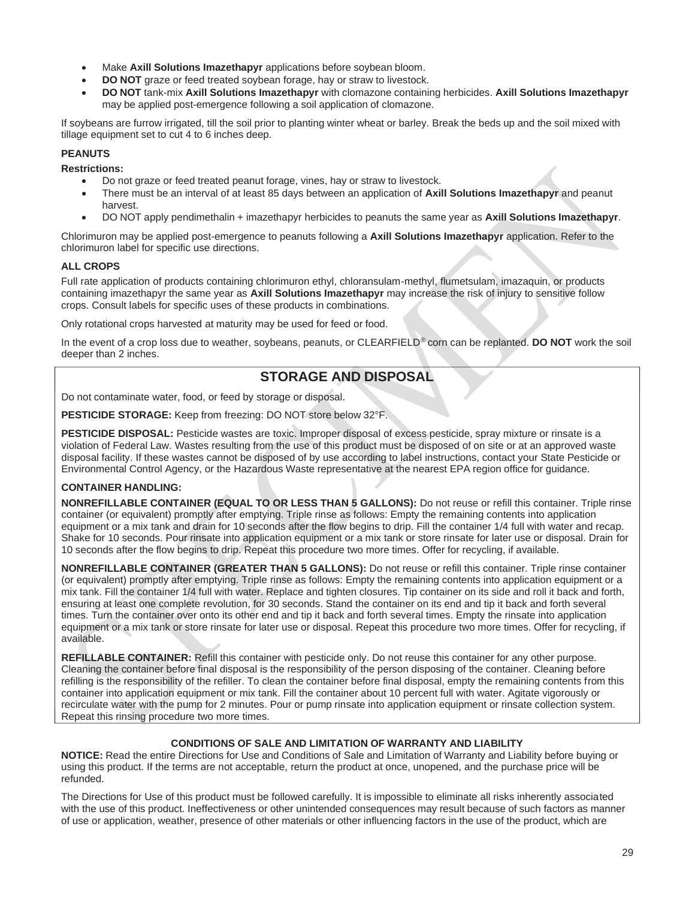- Make **Axill Solutions Imazethapyr** applications before soybean bloom.
- **DO NOT** graze or feed treated soybean forage, hay or straw to livestock.
- **DO NOT** tank-mix **Axill Solutions Imazethapyr** with clomazone containing herbicides. **Axill Solutions Imazethapyr** may be applied post-emergence following a soil application of clomazone.

If soybeans are furrow irrigated, till the soil prior to planting winter wheat or barley. Break the beds up and the soil mixed with tillage equipment set to cut 4 to 6 inches deep.

**PEANUTS**

**Restrictions:**

- Do not graze or feed treated peanut forage, vines, hay or straw to livestock.
- There must be an interval of at least 85 days between an application of **Axill Solutions Imazethapyr** and peanut harvest.
- DO NOT apply pendimethalin + imazethapyr herbicides to peanuts the same year as **Axill Solutions Imazethapyr**.

Chlorimuron may be applied post-emergence to peanuts following a **Axill Solutions Imazethapyr** application. Refer to the chlorimuron label for specific use directions.

**ALL CROPS**

Full rate application of products containing chlorimuron ethyl, chloransulam-methyl, flumetsulam, imazaquin, or products containing imazethapyr the same year as **Axill Solutions Imazethapyr** may increase the risk of injury to sensitive follow crops. Consult labels for specific uses of these products in combinations.

Only rotational crops harvested at maturity may be used for feed or food.

In the event of a crop loss due to weather, soybeans, peanuts, or CLEARFIELD® corn can be replanted. **DO NOT** work the soil deeper than 2 inches.

## STORAGE AND DISPOSAL

Do not contaminate water, food, or feed by storage or disposal.

**PESTICIDE STORAGE:** Keep from freezing: DO NOT store below 32°F.

**PESTICIDE DISPOSAL:** Pesticide wastes are toxic. Improper disposal of excess pesticide, spray mixture or rinsate is a violation of Federal Law. Wastes resulting from the use of this product must be disposed of on site or at an approved waste disposal facility. If these wastes cannot be disposed of by use according to label instructions, contact your State Pesticide or Environmental Control Agency, or the Hazardous Waste representative at the nearest EPA region office for guidance.

**CONTAINER HANDLING:**

**NONREFILLABLE CONTAINER (EQUAL TO OR LESS THAN 5 GALLONS):** Do not reuse or refill this container. Triple rinse container (or equivalent) promptly after emptying. Triple rinse as follows: Empty the remaining contents into application equipment or a mix tank and drain for 10 seconds after the flow begins to drip. Fill the container 1/4 full with water and recap. Shake for 10 seconds. Pour rinsate into application equipment or a mix tank or store rinsate for later use or disposal. Drain for 10 seconds after the flow begins to drip. Repeat this procedure two more times. Offer for recycling, if available.

**NONREFILLABLE CONTAINER (GREATER THAN 5 GALLONS):** Do not reuse or refill this container. Triple rinse container (or equivalent) promptly after emptying. Triple rinse as follows: Empty the remaining contents into application equipment or a mix tank. Fill the container 1/4 full with water. Replace and tighten closures. Tip container on its side and roll it back and forth, ensuring at least one complete revolution, for 30 seconds. Stand the container on its end and tip it back and forth several times. Turn the container over onto its other end and tip it back and forth several times. Empty the rinsate into application equipment or a mix tank or store rinsate for later use or disposal. Repeat this procedure two more times. Offer for recycling, if available.

**REFILLABLE CONTAINER:** Refill this container with pesticide only. Do not reuse this container for any other purpose. Cleaning the container before final disposal is the responsibility of the person disposing of the container. Cleaning before refilling is the responsibility of the refiller. To clean the container before final disposal, empty the remaining contents from this container into application equipment or mix tank. Fill the container about 10 percent full with water. Agitate vigorously or recirculate water with the pump for 2 minutes. Pour or pump rinsate into application equipment or rinsate collection system. Repeat this rinsing procedure two more times.

**CONDITIONS OF SALE AND LIMITATION OF WARRANTY AND LIABILITY**

**NOTICE:** Read the entire Directions for Use and Conditions of Sale and Limitation of Warranty and Liability before buying or using this product. If the terms are not acceptable, return the product at once, unopened, and the purchase price will be refunded.

The Directions for Use of this product must be followed carefully. It is impossible to eliminate all risks inherently associated with the use of this product. Ineffectiveness or other unintended consequences may result because of such factors as manner of use or application, weather, presence of other materials or other influencing factors in the use of the product, which are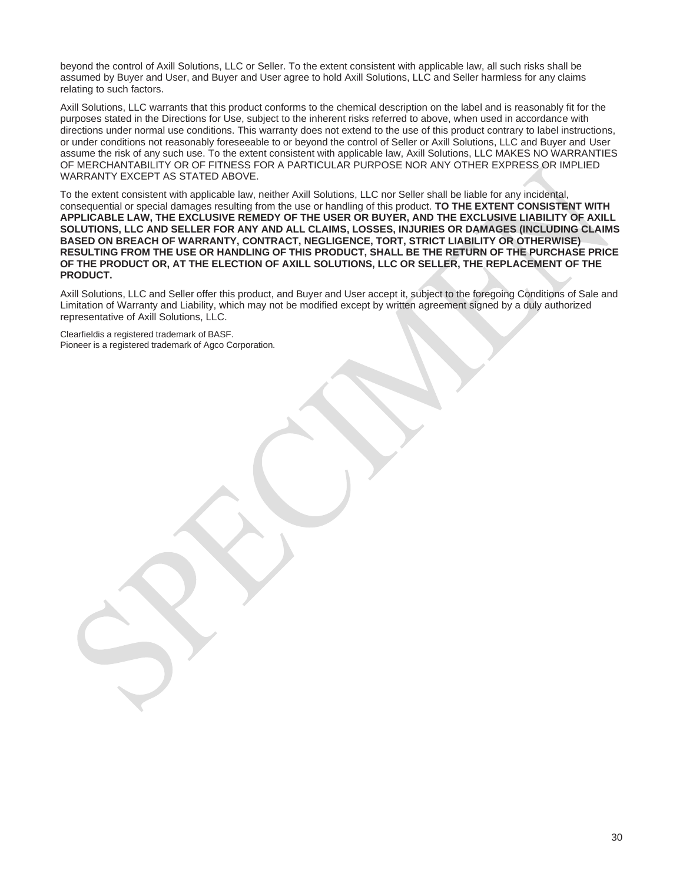beyond the control of Axill Solutions, LLC or Seller. To the extent consistent with applicable law, all such risks shall be assumed by Buyer and User, and Buyer and User agree to hold Axill Solutions, LLC and Seller harmless for any claims relating to such factors.

Axill Solutions, LLC warrants that this product conforms to the chemical description on the label and is reasonably fit for the purposes stated in the Directions for Use, subject to the inherent risks referred to above, when used in accordance with directions under normal use conditions. This warranty does not extend to the use of this product contrary to label instructions, or under conditions not reasonably foreseeable to or beyond the control of Seller or Axill Solutions, LLC and Buyer and User assume the risk of any such use. To the extent consistent with applicable law, Axill Solutions, LLC MAKES NO WARRANTIES OF MERCHANTABILITY OR OF FITNESS FOR A PARTICULAR PURPOSE NOR ANY OTHER EXPRESS OR IMPLIED WARRANTY EXCEPT AS STATED ABOVE.

To the extent consistent with applicable law, neither Axill Solutions, LLC nor Seller shall be liable for any incidental, consequential or special damages resulting from the use or handling of this product. **TO THE EXTENT CONSISTENT WITH APPLICABLE LAW, THE EXCLUSIVE REMEDY OF THE USER OR BUYER, AND THE EXCLUSIVE LIABILITY OF AXILL SOLUTIONS, LLC AND SELLER FOR ANY AND ALL CLAIMS, LOSSES, INJURIES OR DAMAGES (INCLUDING CLAIMS BASED ON BREACH OF WARRANTY, CONTRACT, NEGLIGENCE, TORT, STRICT LIABILITY OR OTHERWISE) RESULTING FROM THE USE OR HANDLING OF THIS PRODUCT, SHALL BE THE RETURN OF THE PURCHASE PRICE OF THE PRODUCT OR, AT THE ELECTION OF AXILL SOLUTIONS, LLC OR SELLER, THE REPLACEMENT OF THE PRODUCT.**

Axill Solutions, LLC and Seller offer this product, and Buyer and User accept it, subject to the foregoing Conditions of Sale and Limitation of Warranty and Liability, which may not be modified except by written agreement signed by a duly authorized representative of Axill Solutions, LLC.

Clearfieldis a registered trademark of BASF.
Pioneer is a registered trademark of Agco Corporation.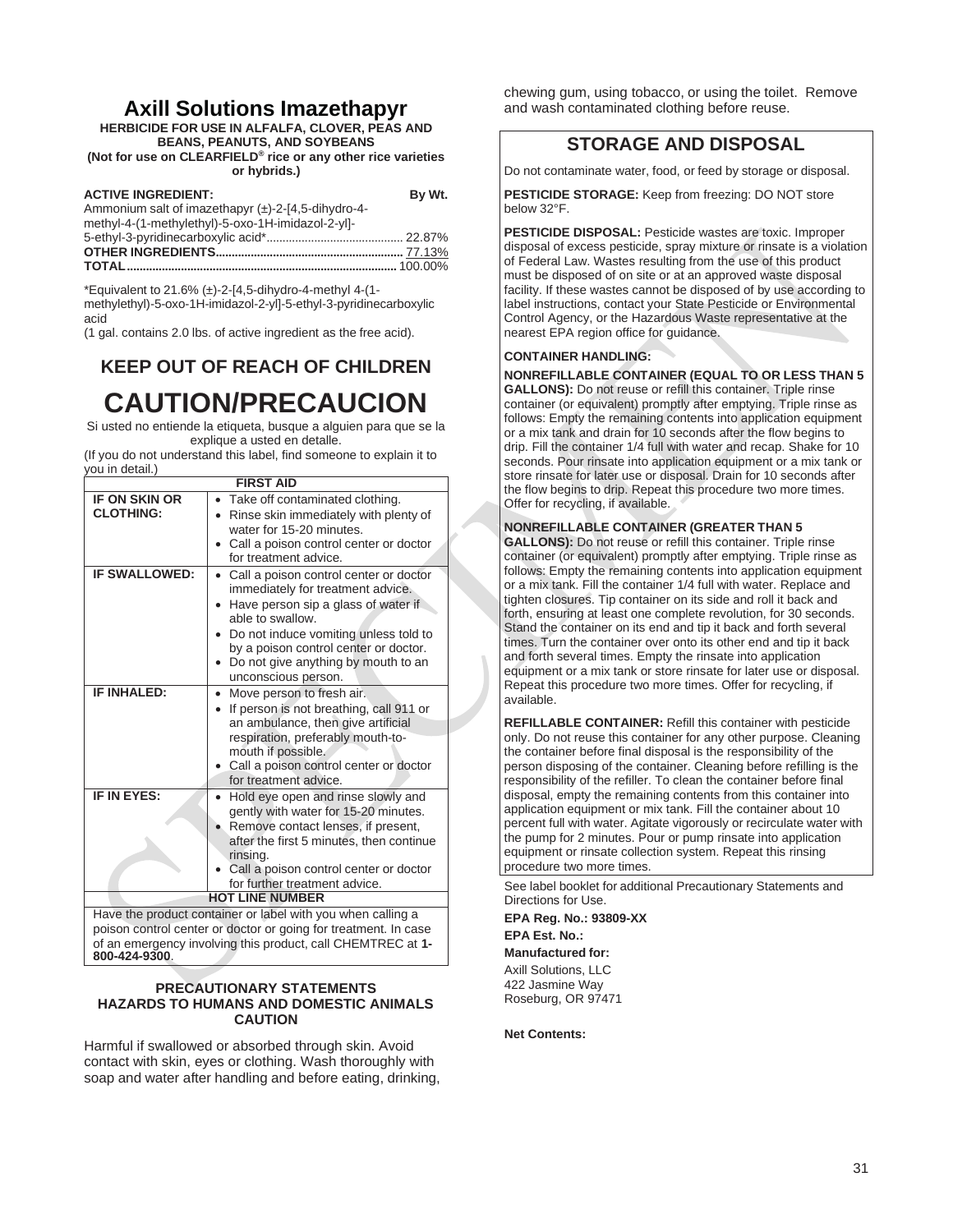# Axill Solutions Imazethapyr

**HERBICIDE FOR USE IN ALFALFA, CLOVER, PEAS AND BEANS, PEANUTS, AND SOYBEANS**
**(Not for use on CLEARFIELD® rice or any other rice varieties or hybrids.)**

| **ACTIVE INGREDIENT:** | **By Wt.** |
|---|---|
| Ammonium salt of imazethapyr (±)-2-[4,5-dihydro-4-methyl-4-(1-methylethyl)-5-oxo-1H-imidazol-2-yl]-5-ethyl-3-pyridinecarboxylic acid* | 22.87% |
| **OTHER INGREDIENTS** | 77.13% |
| **TOTAL** | 100.00% |

*Equivalent to 21.6% (±)-2-[4,5-dihydro-4-methyl 4-(1-methylethyl)-5-oxo-1H-imidazol-2-yl]-5-ethyl-3-pyridinecarboxylic acid
(1 gal. contains 2.0 lbs. of active ingredient as the free acid).

## KEEP OUT OF REACH OF CHILDREN

# CAUTION/PRECAUCION

Si usted no entiende la etiqueta, busque a alguien para que se la explique a usted en detalle.
(If you do not understand this label, find someone to explain it to you in detail.)

| FIRST AID | |
|---|---|
| **IF ON SKIN OR CLOTHING:** | • Take off contaminated clothing.<br>• Rinse skin immediately with plenty of water for 15-20 minutes.<br>• Call a poison control center or doctor for treatment advice. |
| **IF SWALLOWED:** | • Call a poison control center or doctor immediately for treatment advice.<br>• Have person sip a glass of water if able to swallow.<br>• Do not induce vomiting unless told to by a poison control center or doctor.<br>• Do not give anything by mouth to an unconscious person. |
| **IF INHALED:** | • Move person to fresh air.<br>• If person is not breathing, call 911 or an ambulance, then give artificial respiration, preferably mouth-to-mouth if possible.<br>• Call a poison control center or doctor for treatment advice. |
| **IF IN EYES:** | • Hold eye open and rinse slowly and gently with water for 15-20 minutes.<br>• Remove contact lenses, if present, after the first 5 minutes, then continue rinsing.<br>• Call a poison control center or doctor for further treatment advice. |
| **HOT LINE NUMBER** | |
| Have the product container or label with you when calling a poison control center or doctor or going for treatment. In case of an emergency involving this product, call CHEMTREC at **1-800-424-9300**. | |

### PRECAUTIONARY STATEMENTS
### HAZARDS TO HUMANS AND DOMESTIC ANIMALS
### CAUTION

Harmful if swallowed or absorbed through skin. Avoid contact with skin, eyes or clothing. Wash thoroughly with soap and water after handling and before eating, drinking, chewing gum, using tobacco, or using the toilet. Remove and wash contaminated clothing before reuse.

## STORAGE AND DISPOSAL

Do not contaminate water, food, or feed by storage or disposal.

**PESTICIDE STORAGE:** Keep from freezing: DO NOT store below 32°F.

**PESTICIDE DISPOSAL:** Pesticide wastes are toxic. Improper disposal of excess pesticide, spray mixture or rinsate is a violation of Federal Law. Wastes resulting from the use of this product must be disposed of on site or at an approved waste disposal facility. If these wastes cannot be disposed of by use according to label instructions, contact your State Pesticide or Environmental Control Agency, or the Hazardous Waste representative at the nearest EPA region office for guidance.

**CONTAINER HANDLING:**

**NONREFILLABLE CONTAINER (EQUAL TO OR LESS THAN 5 GALLONS):** Do not reuse or refill this container. Triple rinse container (or equivalent) promptly after emptying. Triple rinse as follows: Empty the remaining contents into application equipment or a mix tank and drain for 10 seconds after the flow begins to drip. Fill the container 1/4 full with water and recap. Shake for 10 seconds. Pour rinsate into application equipment or a mix tank or store rinsate for later use or disposal. Drain for 10 seconds after the flow begins to drip. Repeat this procedure two more times. Offer for recycling, if available.

**NONREFILLABLE CONTAINER (GREATER THAN 5 GALLONS):** Do not reuse or refill this container. Triple rinse container (or equivalent) promptly after emptying. Triple rinse as follows: Empty the remaining contents into application equipment or a mix tank. Fill the container 1/4 full with water. Replace and tighten closures. Tip container on its side and roll it back and forth, ensuring at least one complete revolution, for 30 seconds. Stand the container on its end and tip it back and forth several times. Turn the container over onto its other end and tip it back and forth several times. Empty the rinsate into application equipment or a mix tank or store rinsate for later use or disposal. Repeat this procedure two more times. Offer for recycling, if available.

**REFILLABLE CONTAINER:** Refill this container with pesticide only. Do not reuse this container for any other purpose. Cleaning the container before final disposal is the responsibility of the person disposing of the container. Cleaning before refilling is the responsibility of the refiller. To clean the container before final disposal, empty the remaining contents from this container into application equipment or mix tank. Fill the container about 10 percent full with water. Agitate vigorously or recirculate water with the pump for 2 minutes. Pour or pump rinsate into application equipment or rinsate collection system. Repeat this rinsing procedure two more times.

See label booklet for additional Precautionary Statements and Directions for Use.

**EPA Reg. No.: 93809-XX**

**EPA Est. No.:**

**Manufactured for:**

Axill Solutions, LLC
422 Jasmine Way
Roseburg, OR 97471

**Net Contents:**